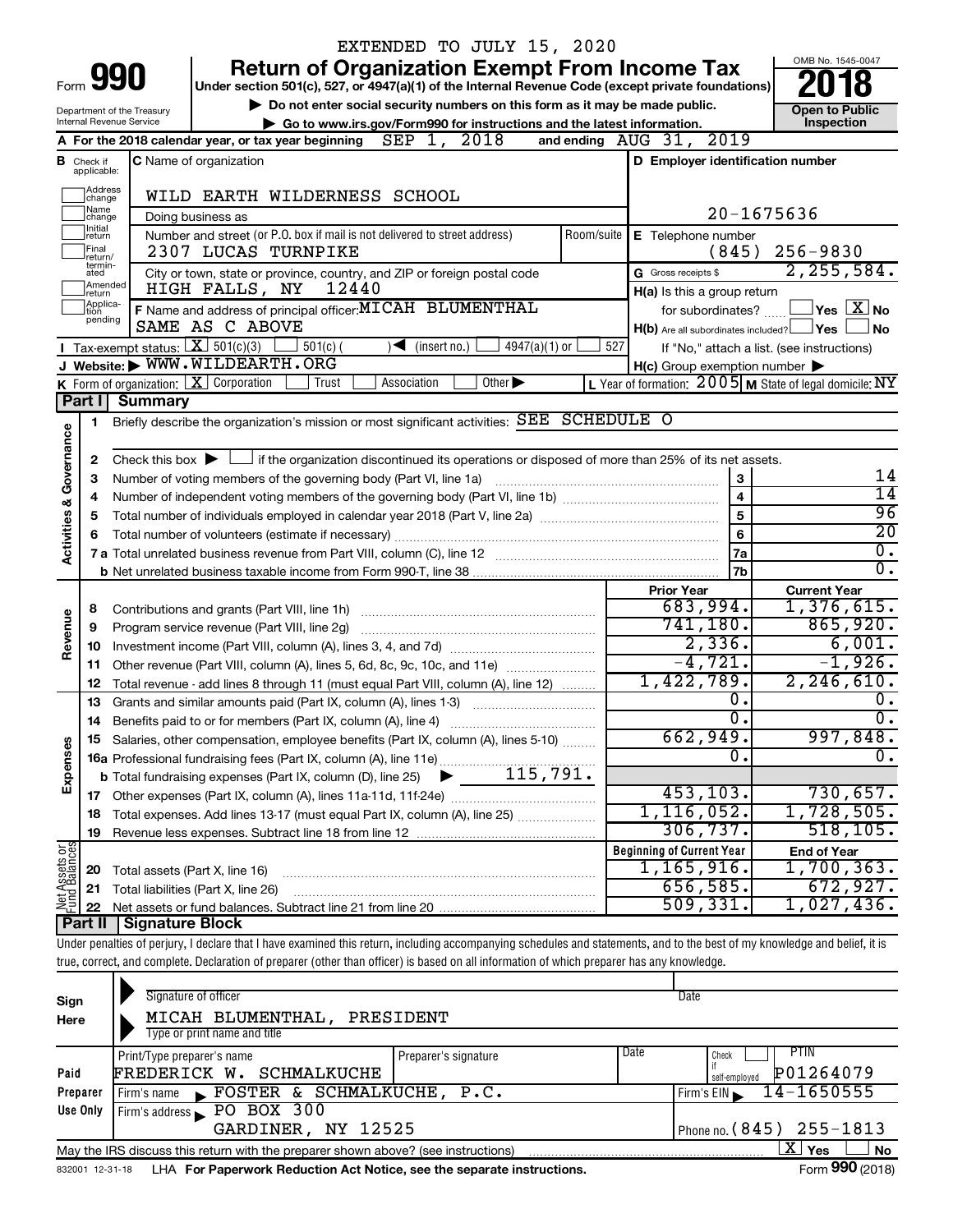EXTENDED TO JULY 15, 2020

# Form 990 — Return of Organization Exempt From Income Tax (2018)

Under section 501(c), 527, or 4947(a)(1) of the Internal Revenue Code (except private foundations)

▶ Do not enter social security numbers on this form as it may be made public.

▶ Go to www.irs.gov/Form990 for instructions and the latest information.

Department of the Treasury
Internal Revenue Service

OMB No. 1545-0047

**Open to Public Inspection**

**A** For the 2018 calendar year, or tax year beginning SEP 1, 2018 and ending AUG 31, 2019

**B** Check if applicable: Address change, Name change, Initial return, Final return/terminated, Amended return, Application pending

**C** Name of organization: WILD EARTH WILDERNESS SCHOOL

Doing business as

Number and street (or P.O. box if mail is not delivered to street address): 2307 LUCAS TURNPIKE — Room/suite

City or town, state or province, country, and ZIP or foreign postal code: HIGH FALLS, NY 12440

**D** Employer identification number: 20-1675636

**E** Telephone number: (845) 256-9830

**G** Gross receipts $ 2,255,584.

**F** Name and address of principal officer: MICAH BLUMENTHAL, SAME AS C ABOVE

**H(a)** Is this a group return for subordinates? ☐ Yes ☒ No

**H(b)** Are all subordinates included? ☐ Yes ☐ No — If "No," attach a list. (see instructions)

**H(c)** Group exemption number ▶

**I** Tax-exempt status: ☒ 501(c)(3) ☐ 501(c) ( ) ◀ (insert no.) ☐ 4947(a)(1) or ☐ 527

**J** Website: ▶ WWW.WILDEARTH.ORG

**K** Form of organization: ☒ Corporation ☐ Trust ☐ Association ☐ Other ▶

**L** Year of formation: 2005 **M** State of legal domicile: NY

## Part I Summary

**Activities & Governance**

1. Briefly describe the organization's mission or most significant activities: SEE SCHEDULE O
2. Check this box ▶ ☐ if the organization discontinued its operations or disposed of more than 25% of its net assets.

| | | | |
|---|---|---|---|
| 3 | Number of voting members of the governing body (Part VI, line 1a) | 3 | 14 |
| 4 | Number of independent voting members of the governing body (Part VI, line 1b) | 4 | 14 |
| 5 | Total number of individuals employed in calendar year 2018 (Part V, line 2a) | 5 | 96 |
| 6 | Total number of volunteers (estimate if necessary) | 6 | 20 |
| 7a | Total unrelated business revenue from Part VIII, column (C), line 12 | 7a | 0. |
| b | Net unrelated business taxable income from Form 990-T, line 38 | 7b | 0. |

| | | Prior Year | Current Year |
|---|---|---|---|
| **Revenue** | | | |
| 8 | Contributions and grants (Part VIII, line 1h) | 683,994. | 1,376,615. |
| 9 | Program service revenue (Part VIII, line 2g) | 741,180. | 865,920. |
| 10 | Investment income (Part VIII, column (A), lines 3, 4, and 7d) | 2,336. | 6,001. |
| 11 | Other revenue (Part VIII, column (A), lines 5, 6d, 8c, 9c, 10c, and 11e) | -4,721. | -1,926. |
| 12 | Total revenue - add lines 8 through 11 (must equal Part VIII, column (A), line 12) | 1,422,789. | 2,246,610. |
| **Expenses** | | | |
| 13 | Grants and similar amounts paid (Part IX, column (A), lines 1-3) | 0. | 0. |
| 14 | Benefits paid to or for members (Part IX, column (A), line 4) | 0. | 0. |
| 15 | Salaries, other compensation, employee benefits (Part IX, column (A), lines 5-10) | 662,949. | 997,848. |
| 16a | Professional fundraising fees (Part IX, column (A), line 11e) | 0. | 0. |
| b | Total fundraising expenses (Part IX, column (D), line 25) ▶ 115,791. | | |
| 17 | Other expenses (Part IX, column (A), lines 11a-11d, 11f-24e) | 453,103. | 730,657. |
| 18 | Total expenses. Add lines 13-17 (must equal Part IX, column (A), line 25) | 1,116,052. | 1,728,505. |
| 19 | Revenue less expenses. Subtract line 18 from line 12 | 306,737. | 518,105. |

| | | Beginning of Current Year | End of Year |
|---|---|---|---|
| **Net Assets or Fund Balances** | | | |
| 20 | Total assets (Part X, line 16) | 1,165,916. | 1,700,363. |
| 21 | Total liabilities (Part X, line 26) | 656,585. | 672,927. |
| 22 | Net assets or fund balances. Subtract line 21 from line 20 | 509,331. | 1,027,436. |

## Part II Signature Block

Under penalties of perjury, I declare that I have examined this return, including accompanying schedules and statements, and to the best of my knowledge and belief, it is true, correct, and complete. Declaration of preparer (other than officer) is based on all information of which preparer has any knowledge.

**Sign Here**

Signature of officer — Date

MICAH BLUMENTHAL, PRESIDENT
Type or print name and title

**Paid Preparer Use Only**

| Print/Type preparer's name | Preparer's signature | Date | Check if self-employed | PTIN |
|---|---|---|---|---|
| FREDERICK W. SCHMALKUCHE | | | ☐ | P01264079 |

Firm's name ▶ FOSTER & SCHMALKUCHE, P.C. — Firm's EIN ▶ 14-1650555

Firm's address ▶ PO BOX 300, GARDINER, NY 12525 — Phone no. (845) 255-1813

May the IRS discuss this return with the preparer shown above? (see instructions) ☒ Yes ☐ No

832001 12-31-18 LHA For Paperwork Reduction Act Notice, see the separate instructions. Form 990 (2018)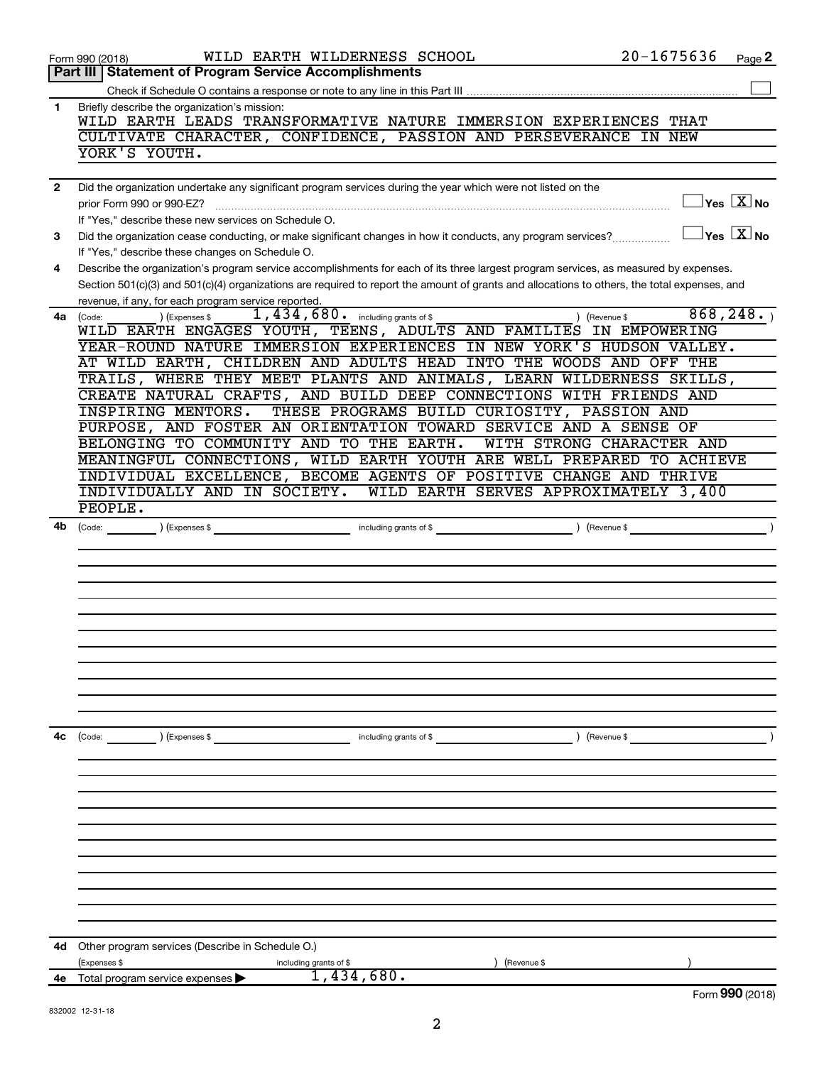Form 990 (2018) WILD EARTH WILDERNESS SCHOOL 20-1675636 Page **2**

## Part III | Statement of Program Service Accomplishments

Check if Schedule O contains a response or note to any line in this Part III ☐

**1** Briefly describe the organization's mission:

WILD EARTH LEADS TRANSFORMATIVE NATURE IMMERSION EXPERIENCES THAT CULTIVATE CHARACTER, CONFIDENCE, PASSION AND PERSEVERANCE IN NEW YORK'S YOUTH.

**2** Did the organization undertake any significant program services during the year which were not listed on the prior Form 990 or 990-EZ? ☐ Yes ☒ No

If "Yes," describe these new services on Schedule O.

**3** Did the organization cease conducting, or make significant changes in how it conducts, any program services? ☐ Yes ☒ No

If "Yes," describe these changes on Schedule O.

**4** Describe the organization's program service accomplishments for each of its three largest program services, as measured by expenses. Section 501(c)(3) and 501(c)(4) organizations are required to report the amount of grants and allocations to others, the total expenses, and revenue, if any, for each program service reported.

**4a** (Code: ) (Expenses $ 1,434,680. including grants of $ ) (Revenue $ 868,248. )

WILD EARTH ENGAGES YOUTH, TEENS, ADULTS AND FAMILIES IN EMPOWERING YEAR-ROUND NATURE IMMERSION EXPERIENCES IN NEW YORK'S HUDSON VALLEY. AT WILD EARTH, CHILDREN AND ADULTS HEAD INTO THE WOODS AND OFF THE TRAILS, WHERE THEY MEET PLANTS AND ANIMALS, LEARN WILDERNESS SKILLS, CREATE NATURAL CRAFTS, AND BUILD DEEP CONNECTIONS WITH FRIENDS AND INSPIRING MENTORS. THESE PROGRAMS BUILD CURIOSITY, PASSION AND PURPOSE, AND FOSTER AN ORIENTATION TOWARD SERVICE AND A SENSE OF BELONGING TO COMMUNITY AND TO THE EARTH. WITH STRONG CHARACTER AND MEANINGFUL CONNECTIONS, WILD EARTH YOUTH ARE WELL PREPARED TO ACHIEVE INDIVIDUAL EXCELLENCE, BECOME AGENTS OF POSITIVE CHANGE AND THRIVE INDIVIDUALLY AND IN SOCIETY. WILD EARTH SERVES APPROXIMATELY 3,400 PEOPLE.

**4b** (Code: ) (Expenses $ including grants of $ ) (Revenue $ )

**4c** (Code: ) (Expenses $ including grants of $ ) (Revenue $ )

**4d** Other program services (Describe in Schedule O.)

(Expenses $ including grants of $ ) (Revenue $ )

**4e** Total program service expenses ▶ 1,434,680.

Form **990** (2018)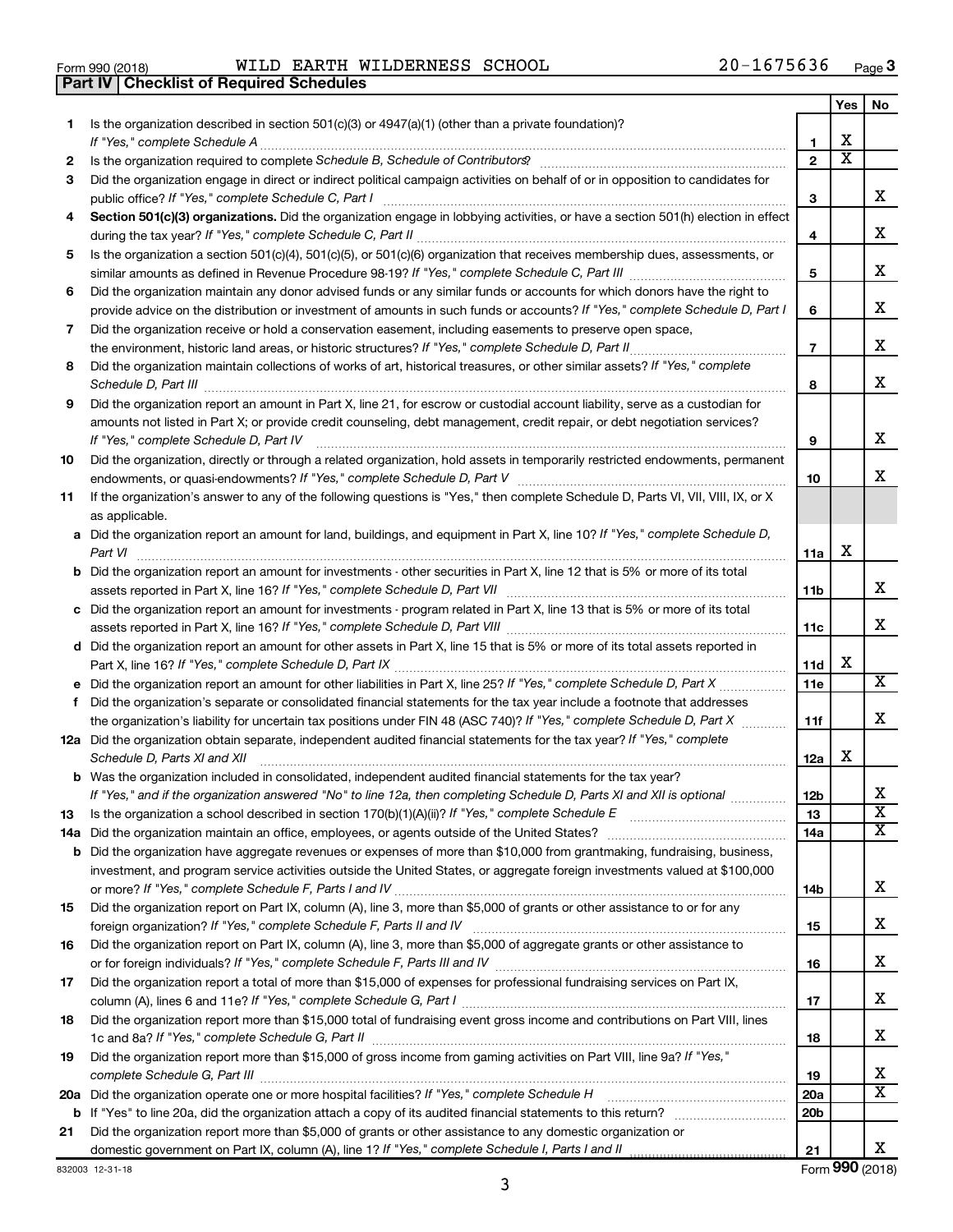Form 990 (2018) WILD EARTH WILDERNESS SCHOOL 20-1675636

## Part IV | Checklist of Required Schedules

| | | | Yes | No |
|---|---|---|---|---|
| 1 | Is the organization described in section 501(c)(3) or 4947(a)(1) (other than a private foundation)? *If "Yes," complete Schedule A* | 1 | X | |
| 2 | Is the organization required to complete *Schedule B, Schedule of Contributors*? | 2 | X | |
| 3 | Did the organization engage in direct or indirect political campaign activities on behalf of or in opposition to candidates for public office? *If "Yes," complete Schedule C, Part I* | 3 | | X |
| 4 | **Section 501(c)(3) organizations.** Did the organization engage in lobbying activities, or have a section 501(h) election in effect during the tax year? *If "Yes," complete Schedule C, Part II* | 4 | | X |
| 5 | Is the organization a section 501(c)(4), 501(c)(5), or 501(c)(6) organization that receives membership dues, assessments, or similar amounts as defined in Revenue Procedure 98-19? *If "Yes," complete Schedule C, Part III* | 5 | | X |
| 6 | Did the organization maintain any donor advised funds or any similar funds or accounts for which donors have the right to provide advice on the distribution or investment of amounts in such funds or accounts? *If "Yes," complete Schedule D, Part I* | 6 | | X |
| 7 | Did the organization receive or hold a conservation easement, including easements to preserve open space, the environment, historic land areas, or historic structures? *If "Yes," complete Schedule D, Part II* | 7 | | X |
| 8 | Did the organization maintain collections of works of art, historical treasures, or other similar assets? *If "Yes," complete Schedule D, Part III* | 8 | | X |
| 9 | Did the organization report an amount in Part X, line 21, for escrow or custodial account liability, serve as a custodian for amounts not listed in Part X; or provide credit counseling, debt management, credit repair, or debt negotiation services? *If "Yes," complete Schedule D, Part IV* | 9 | | X |
| 10 | Did the organization, directly or through a related organization, hold assets in temporarily restricted endowments, permanent endowments, or quasi-endowments? *If "Yes," complete Schedule D, Part V* | 10 | | X |
| 11 | If the organization's answer to any of the following questions is "Yes," then complete Schedule D, Parts VI, VII, VIII, IX, or X as applicable. | | | |
| a | Did the organization report an amount for land, buildings, and equipment in Part X, line 10? *If "Yes," complete Schedule D, Part VI* | 11a | X | |
| b | Did the organization report an amount for investments - other securities in Part X, line 12 that is 5% or more of its total assets reported in Part X, line 16? *If "Yes," complete Schedule D, Part VII* | 11b | | X |
| c | Did the organization report an amount for investments - program related in Part X, line 13 that is 5% or more of its total assets reported in Part X, line 16? *If "Yes," complete Schedule D, Part VIII* | 11c | | X |
| d | Did the organization report an amount for other assets in Part X, line 15 that is 5% or more of its total assets reported in Part X, line 16? *If "Yes," complete Schedule D, Part IX* | 11d | X | |
| e | Did the organization report an amount for other liabilities in Part X, line 25? *If "Yes," complete Schedule D, Part X* | 11e | | X |
| f | Did the organization's separate or consolidated financial statements for the tax year include a footnote that addresses the organization's liability for uncertain tax positions under FIN 48 (ASC 740)? *If "Yes," complete Schedule D, Part X* | 11f | | X |
| 12a | Did the organization obtain separate, independent audited financial statements for the tax year? *If "Yes," complete Schedule D, Parts XI and XII* | 12a | X | |
| b | Was the organization included in consolidated, independent audited financial statements for the tax year? *If "Yes," and if the organization answered "No" to line 12a, then completing Schedule D, Parts XI and XII is optional* | 12b | | X |
| 13 | Is the organization a school described in section 170(b)(1)(A)(ii)? *If "Yes," complete Schedule E* | 13 | | X |
| 14a | Did the organization maintain an office, employees, or agents outside of the United States? | 14a | | X |
| b | Did the organization have aggregate revenues or expenses of more than $10,000 from grantmaking, fundraising, business, investment, and program service activities outside the United States, or aggregate foreign investments valued at $100,000 or more? *If "Yes," complete Schedule F, Parts I and IV* | 14b | | X |
| 15 | Did the organization report on Part IX, column (A), line 3, more than $5,000 of grants or other assistance to or for any foreign organization? *If "Yes," complete Schedule F, Parts II and IV* | 15 | | X |
| 16 | Did the organization report on Part IX, column (A), line 3, more than $5,000 of aggregate grants or other assistance to or for foreign individuals? *If "Yes," complete Schedule F, Parts III and IV* | 16 | | X |
| 17 | Did the organization report a total of more than $15,000 of expenses for professional fundraising services on Part IX, column (A), lines 6 and 11e? *If "Yes," complete Schedule G, Part I* | 17 | | X |
| 18 | Did the organization report more than $15,000 total of fundraising event gross income and contributions on Part VIII, lines 1c and 8a? *If "Yes," complete Schedule G, Part II* | 18 | | X |
| 19 | Did the organization report more than $15,000 of gross income from gaming activities on Part VIII, line 9a? *If "Yes," complete Schedule G, Part III* | 19 | | X |
| 20a | Did the organization operate one or more hospital facilities? *If "Yes," complete Schedule H* | 20a | | X |
| b | If "Yes" to line 20a, did the organization attach a copy of its audited financial statements to this return? | 20b | | |
| 21 | Did the organization report more than $5,000 of grants or other assistance to any domestic organization or domestic government on Part IX, column (A), line 1? *If "Yes," complete Schedule I, Parts I and II* | 21 | | X |

832003 12-31-18 Form **990** (2018)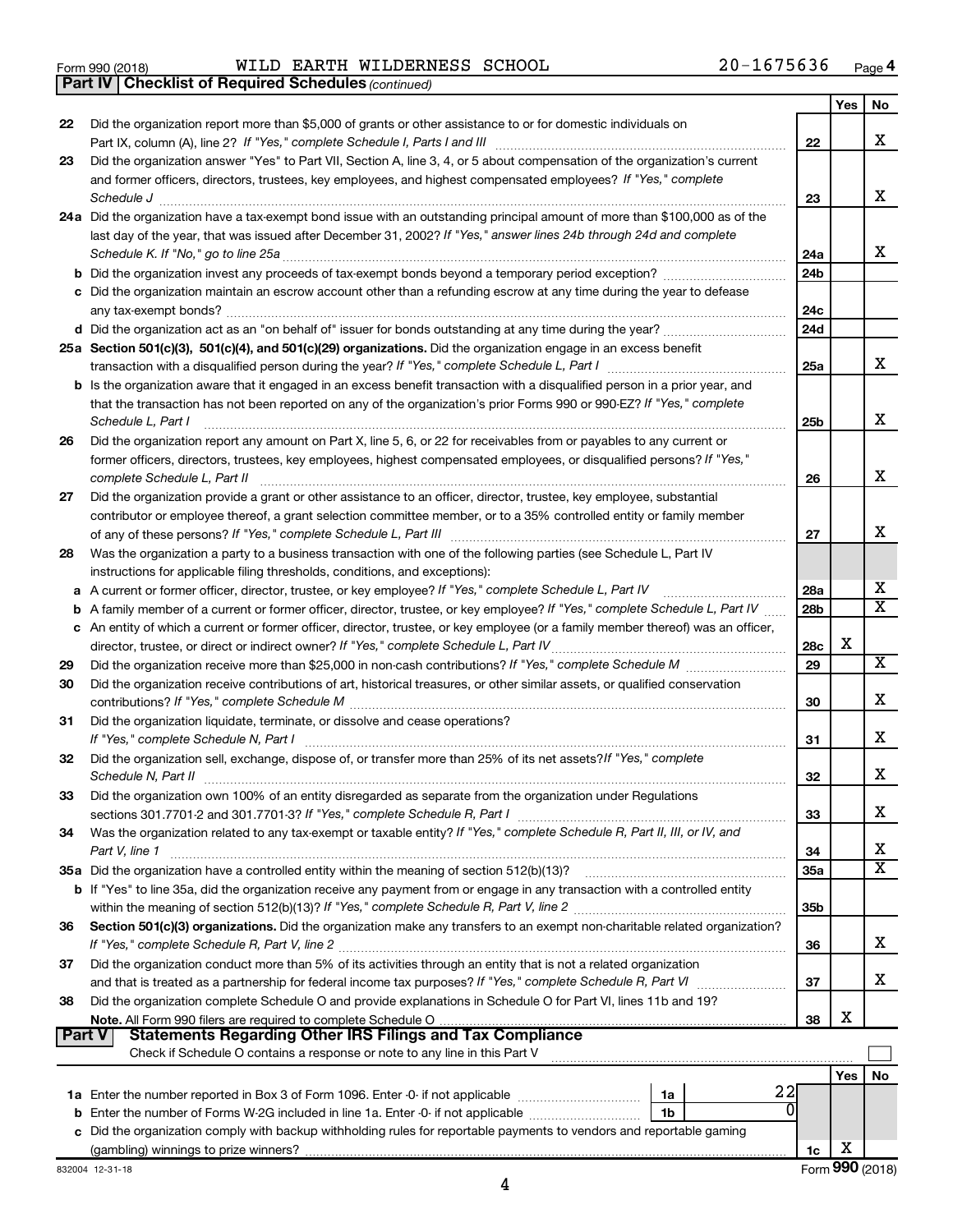Form 990 (2018) WILD EARTH WILDERNESS SCHOOL 20-1675636 Page **4**

**Part IV | Checklist of Required Schedules** *(continued)*

| | | | Yes | No |
|---|---|---|---|---|
| 22 | Did the organization report more than $5,000 of grants or other assistance to or for domestic individuals on Part IX, column (A), line 2? *If "Yes," complete Schedule I, Parts I and III* | 22 | | X |
| 23 | Did the organization answer "Yes" to Part VII, Section A, line 3, 4, or 5 about compensation of the organization's current and former officers, directors, trustees, key employees, and highest compensated employees? *If "Yes," complete Schedule J* | 23 | | X |
| 24a | Did the organization have a tax-exempt bond issue with an outstanding principal amount of more than $100,000 as of the last day of the year, that was issued after December 31, 2002? *If "Yes," answer lines 24b through 24d and complete Schedule K. If "No," go to line 25a* | 24a | | X |
| b | Did the organization invest any proceeds of tax-exempt bonds beyond a temporary period exception? | 24b | | |
| c | Did the organization maintain an escrow account other than a refunding escrow at any time during the year to defease any tax-exempt bonds? | 24c | | |
| d | Did the organization act as an "on behalf of" issuer for bonds outstanding at any time during the year? | 24d | | |
| 25a | **Section 501(c)(3), 501(c)(4), and 501(c)(29) organizations.** Did the organization engage in an excess benefit transaction with a disqualified person during the year? *If "Yes," complete Schedule L, Part I* | 25a | | X |
| b | Is the organization aware that it engaged in an excess benefit transaction with a disqualified person in a prior year, and that the transaction has not been reported on any of the organization's prior Forms 990 or 990-EZ? *If "Yes," complete Schedule L, Part I* | 25b | | X |
| 26 | Did the organization report any amount on Part X, line 5, 6, or 22 for receivables from or payables to any current or former officers, directors, trustees, key employees, highest compensated employees, or disqualified persons? *If "Yes," complete Schedule L, Part II* | 26 | | X |
| 27 | Did the organization provide a grant or other assistance to an officer, director, trustee, key employee, substantial contributor or employee thereof, a grant selection committee member, or to a 35% controlled entity or family member of any of these persons? *If "Yes," complete Schedule L, Part III* | 27 | | X |
| 28 | Was the organization a party to a business transaction with one of the following parties (see Schedule L, Part IV instructions for applicable filing thresholds, conditions, and exceptions): | | | |
| a | A current or former officer, director, trustee, or key employee? *If "Yes," complete Schedule L, Part IV* | 28a | | X |
| b | A family member of a current or former officer, director, trustee, or key employee? *If "Yes," complete Schedule L, Part IV* | 28b | | X |
| c | An entity of which a current or former officer, director, trustee, or key employee (or a family member thereof) was an officer, director, trustee, or direct or indirect owner? *If "Yes," complete Schedule L, Part IV* | 28c | X | |
| 29 | Did the organization receive more than $25,000 in non-cash contributions? *If "Yes," complete Schedule M* | 29 | | X |
| 30 | Did the organization receive contributions of art, historical treasures, or other similar assets, or qualified conservation contributions? *If "Yes," complete Schedule M* | 30 | | X |
| 31 | Did the organization liquidate, terminate, or dissolve and cease operations? *If "Yes," complete Schedule N, Part I* | 31 | | X |
| 32 | Did the organization sell, exchange, dispose of, or transfer more than 25% of its net assets? *If "Yes," complete Schedule N, Part II* | 32 | | X |
| 33 | Did the organization own 100% of an entity disregarded as separate from the organization under Regulations sections 301.7701-2 and 301.7701-3? *If "Yes," complete Schedule R, Part I* | 33 | | X |
| 34 | Was the organization related to any tax-exempt or taxable entity? *If "Yes," complete Schedule R, Part II, III, or IV, and Part V, line 1* | 34 | | X |
| 35a | Did the organization have a controlled entity within the meaning of section 512(b)(13)? | 35a | | X |
| b | If "Yes" to line 35a, did the organization receive any payment from or engage in any transaction with a controlled entity within the meaning of section 512(b)(13)? *If "Yes," complete Schedule R, Part V, line 2* | 35b | | |
| 36 | **Section 501(c)(3) organizations.** Did the organization make any transfers to an exempt non-charitable related organization? *If "Yes," complete Schedule R, Part V, line 2* | 36 | | X |
| 37 | Did the organization conduct more than 5% of its activities through an entity that is not a related organization and that is treated as a partnership for federal income tax purposes? *If "Yes," complete Schedule R, Part VI* | 37 | | X |
| 38 | Did the organization complete Schedule O and provide explanations in Schedule O for Part VI, lines 11b and 19? **Note.** All Form 990 filers are required to complete Schedule O | 38 | X | |

**Part V | Statements Regarding Other IRS Filings and Tax Compliance**

Check if Schedule O contains a response or note to any line in this Part V ☐

| | | | | | Yes | No |
|---|---|---|---|---|---|---|
| 1a | Enter the number reported in Box 3 of Form 1096. Enter -0- if not applicable | 1a | 22 | | | |
| b | Enter the number of Forms W-2G included in line 1a. Enter -0- if not applicable | 1b | 0 | | | |
| c | Did the organization comply with backup withholding rules for reportable payments to vendors and reportable gaming (gambling) winnings to prize winners? | | | 1c | X | |

832004 12-31-18 Form **990** (2018)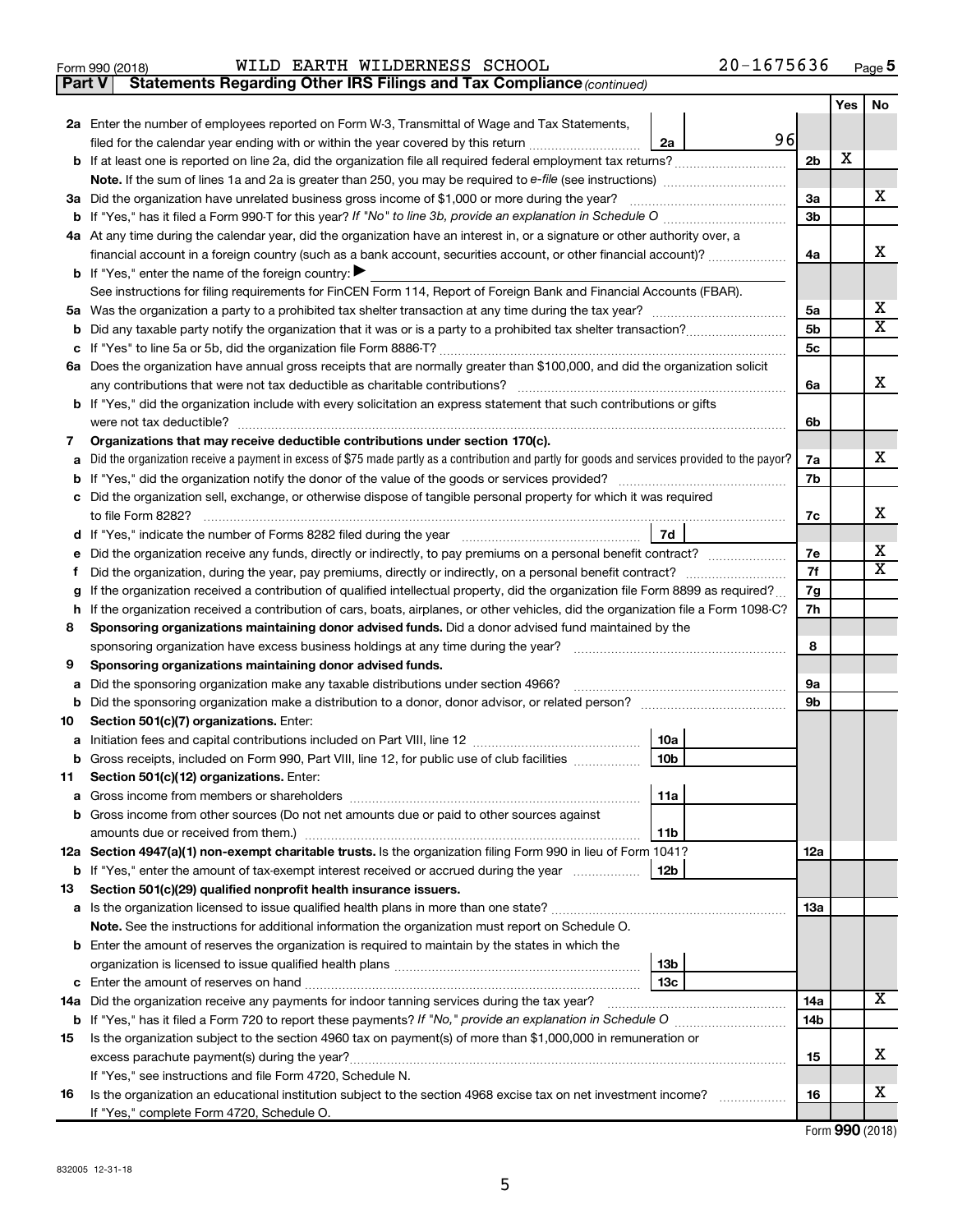Form 990 (2018) WILD EARTH WILDERNESS SCHOOL 20-1675636 Page **5**

**Part V — Statements Regarding Other IRS Filings and Tax Compliance** *(continued)*

| | | | | Yes | No |
|---|---|---|---|---|---|
| **2a** | Enter the number of employees reported on Form W-3, Transmittal of Wage and Tax Statements, filed for the calendar year ending with or within the year covered by this return | 2a: 96 | | | |
| **b** | If at least one is reported on line 2a, did the organization file all required federal employment tax returns? | | 2b | X | |
| | **Note.** If the sum of lines 1a and 2a is greater than 250, you may be required to *e-file* (see instructions) | | | | |
| **3a** | Did the organization have unrelated business gross income of $1,000 or more during the year? | | 3a | | X |
| **b** | If "Yes," has it filed a Form 990-T for this year? *If "No" to line 3b, provide an explanation in Schedule O* | | 3b | | |
| **4a** | At any time during the calendar year, did the organization have an interest in, or a signature or other authority over, a financial account in a foreign country (such as a bank account, securities account, or other financial account)? | | 4a | | X |
| **b** | If "Yes," enter the name of the foreign country: ▶ | | | | |
| | See instructions for filing requirements for FinCEN Form 114, Report of Foreign Bank and Financial Accounts (FBAR). | | | | |
| **5a** | Was the organization a party to a prohibited tax shelter transaction at any time during the tax year? | | 5a | | X |
| **b** | Did any taxable party notify the organization that it was or is a party to a prohibited tax shelter transaction? | | 5b | | X |
| **c** | If "Yes" to line 5a or 5b, did the organization file Form 8886-T? | | 5c | | |
| **6a** | Does the organization have annual gross receipts that are normally greater than $100,000, and did the organization solicit any contributions that were not tax deductible as charitable contributions? | | 6a | | X |
| **b** | If "Yes," did the organization include with every solicitation an express statement that such contributions or gifts were not tax deductible? | | 6b | | |
| **7** | **Organizations that may receive deductible contributions under section 170(c).** | | | | |
| **a** | Did the organization receive a payment in excess of $75 made partly as a contribution and partly for goods and services provided to the payor? | | 7a | | X |
| **b** | If "Yes," did the organization notify the donor of the value of the goods or services provided? | | 7b | | |
| **c** | Did the organization sell, exchange, or otherwise dispose of tangible personal property for which it was required to file Form 8282? | | 7c | | X |
| **d** | If "Yes," indicate the number of Forms 8282 filed during the year | 7d | | | |
| **e** | Did the organization receive any funds, directly or indirectly, to pay premiums on a personal benefit contract? | | 7e | | X |
| **f** | Did the organization, during the year, pay premiums, directly or indirectly, on a personal benefit contract? | | 7f | | X |
| **g** | If the organization received a contribution of qualified intellectual property, did the organization file Form 8899 as required? | | 7g | | |
| **h** | If the organization received a contribution of cars, boats, airplanes, or other vehicles, did the organization file a Form 1098-C? | | 7h | | |
| **8** | **Sponsoring organizations maintaining donor advised funds.** Did a donor advised fund maintained by the sponsoring organization have excess business holdings at any time during the year? | | 8 | | |
| **9** | **Sponsoring organizations maintaining donor advised funds.** | | | | |
| **a** | Did the sponsoring organization make any taxable distributions under section 4966? | | 9a | | |
| **b** | Did the sponsoring organization make a distribution to a donor, donor advisor, or related person? | | 9b | | |
| **10** | **Section 501(c)(7) organizations.** Enter: | | | | |
| **a** | Initiation fees and capital contributions included on Part VIII, line 12 | 10a | | | |
| **b** | Gross receipts, included on Form 990, Part VIII, line 12, for public use of club facilities | 10b | | | |
| **11** | **Section 501(c)(12) organizations.** Enter: | | | | |
| **a** | Gross income from members or shareholders | 11a | | | |
| **b** | Gross income from other sources (Do not net amounts due or paid to other sources against amounts due or received from them.) | 11b | | | |
| **12a** | **Section 4947(a)(1) non-exempt charitable trusts.** Is the organization filing Form 990 in lieu of Form 1041? | | 12a | | |
| **b** | If "Yes," enter the amount of tax-exempt interest received or accrued during the year | 12b | | | |
| **13** | **Section 501(c)(29) qualified nonprofit health insurance issuers.** | | | | |
| **a** | Is the organization licensed to issue qualified health plans in more than one state? | | 13a | | |
| | **Note.** See the instructions for additional information the organization must report on Schedule O. | | | | |
| **b** | Enter the amount of reserves the organization is required to maintain by the states in which the organization is licensed to issue qualified health plans | 13b | | | |
| **c** | Enter the amount of reserves on hand | 13c | | | |
| **14a** | Did the organization receive any payments for indoor tanning services during the tax year? | | 14a | | X |
| **b** | If "Yes," has it filed a Form 720 to report these payments? *If "No," provide an explanation in Schedule O* | | 14b | | |
| **15** | Is the organization subject to the section 4960 tax on payment(s) of more than $1,000,000 in remuneration or excess parachute payment(s) during the year? | | 15 | | X |
| | If "Yes," see instructions and file Form 4720, Schedule N. | | | | |
| **16** | Is the organization an educational institution subject to the section 4968 excise tax on net investment income? | | 16 | | X |
| | If "Yes," complete Form 4720, Schedule O. | | | | |

832005 12-31-18

Form **990** (2018)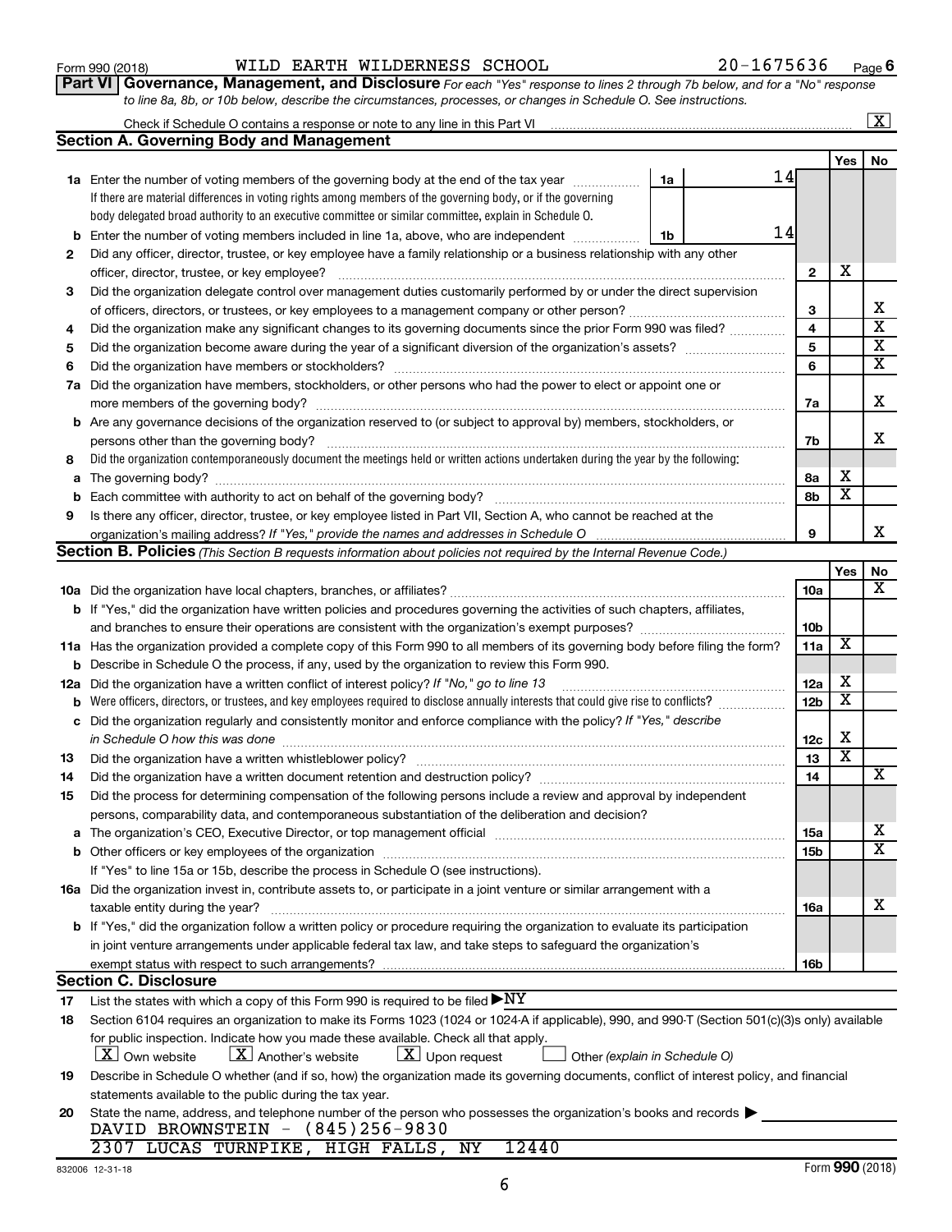Form 990 (2018) WILD EARTH WILDERNESS SCHOOL 20-1675636 Page 6

**Part VI Governance, Management, and Disclosure** *For each "Yes" response to lines 2 through 7b below, and for a "No" response to line 8a, 8b, or 10b below, describe the circumstances, processes, or changes in Schedule O. See instructions.*

Check if Schedule O contains a response or note to any line in this Part VI .......... [X]

## Section A. Governing Body and Management

| | | | | Yes | No |
|---|---|---|---|---|---|
| **1a** | Enter the number of voting members of the governing body at the end of the tax year | 1a | 14 | | |
| | If there are material differences in voting rights among members of the governing body, or if the governing body delegated broad authority to an executive committee or similar committee, explain in Schedule O. | | | | |
| **b** | Enter the number of voting members included in line 1a, above, who are independent | 1b | 14 | | |
| **2** | Did any officer, director, trustee, or key employee have a family relationship or a business relationship with any other officer, director, trustee, or key employee? | 2 | | X | |
| **3** | Did the organization delegate control over management duties customarily performed by or under the direct supervision of officers, directors, or trustees, or key employees to a management company or other person? | 3 | | | X |
| **4** | Did the organization make any significant changes to its governing documents since the prior Form 990 was filed? | 4 | | | X |
| **5** | Did the organization become aware during the year of a significant diversion of the organization's assets? | 5 | | | X |
| **6** | Did the organization have members or stockholders? | 6 | | | X |
| **7a** | Did the organization have members, stockholders, or other persons who had the power to elect or appoint one or more members of the governing body? | 7a | | | X |
| **b** | Are any governance decisions of the organization reserved to (or subject to approval by) members, stockholders, or persons other than the governing body? | 7b | | | X |
| **8** | Did the organization contemporaneously document the meetings held or written actions undertaken during the year by the following: | | | | |
| **a** | The governing body? | 8a | | X | |
| **b** | Each committee with authority to act on behalf of the governing body? | 8b | | X | |
| **9** | Is there any officer, director, trustee, or key employee listed in Part VII, Section A, who cannot be reached at the organization's mailing address? *If "Yes," provide the names and addresses in Schedule O* | 9 | | | X |

## Section B. Policies *(This Section B requests information about policies not required by the Internal Revenue Code.)*

| | | | Yes | No |
|---|---|---|---|---|
| **10a** | Did the organization have local chapters, branches, or affiliates? | 10a | | X |
| **b** | If "Yes," did the organization have written policies and procedures governing the activities of such chapters, affiliates, and branches to ensure their operations are consistent with the organization's exempt purposes? | 10b | | |
| **11a** | Has the organization provided a complete copy of this Form 990 to all members of its governing body before filing the form? | 11a | X | |
| **b** | Describe in Schedule O the process, if any, used by the organization to review this Form 990. | | | |
| **12a** | Did the organization have a written conflict of interest policy? *If "No," go to line 13* | 12a | X | |
| **b** | Were officers, directors, or trustees, and key employees required to disclose annually interests that could give rise to conflicts? | 12b | X | |
| **c** | Did the organization regularly and consistently monitor and enforce compliance with the policy? *If "Yes," describe in Schedule O how this was done* | 12c | X | |
| **13** | Did the organization have a written whistleblower policy? | 13 | X | |
| **14** | Did the organization have a written document retention and destruction policy? | 14 | | X |
| **15** | Did the process for determining compensation of the following persons include a review and approval by independent persons, comparability data, and contemporaneous substantiation of the deliberation and decision? | | | |
| **a** | The organization's CEO, Executive Director, or top management official | 15a | | X |
| **b** | Other officers or key employees of the organization | 15b | | X |
| | If "Yes" to line 15a or 15b, describe the process in Schedule O (see instructions). | | | |
| **16a** | Did the organization invest in, contribute assets to, or participate in a joint venture or similar arrangement with a taxable entity during the year? | 16a | | X |
| **b** | If "Yes," did the organization follow a written policy or procedure requiring the organization to evaluate its participation in joint venture arrangements under applicable federal tax law, and take steps to safeguard the organization's exempt status with respect to such arrangements? | 16b | | |

## Section C. Disclosure

**17** List the states with which a copy of this Form 990 is required to be filed ▶NY

**18** Section 6104 requires an organization to make its Forms 1023 (1024 or 1024-A if applicable), 990, and 990-T (Section 501(c)(3)s only) available for public inspection. Indicate how you made these available. Check all that apply.

[X] Own website  [X] Another's website  [X] Upon request  [ ] Other *(explain in Schedule O)*

**19** Describe in Schedule O whether (and if so, how) the organization made its governing documents, conflict of interest policy, and financial statements available to the public during the tax year.

**20** State the name, address, and telephone number of the person who possesses the organization's books and records ▶

DAVID BROWNSTEIN - (845)256-9830
2307 LUCAS TURNPIKE, HIGH FALLS, NY 12440

832006 12-31-18 Form **990** (2018)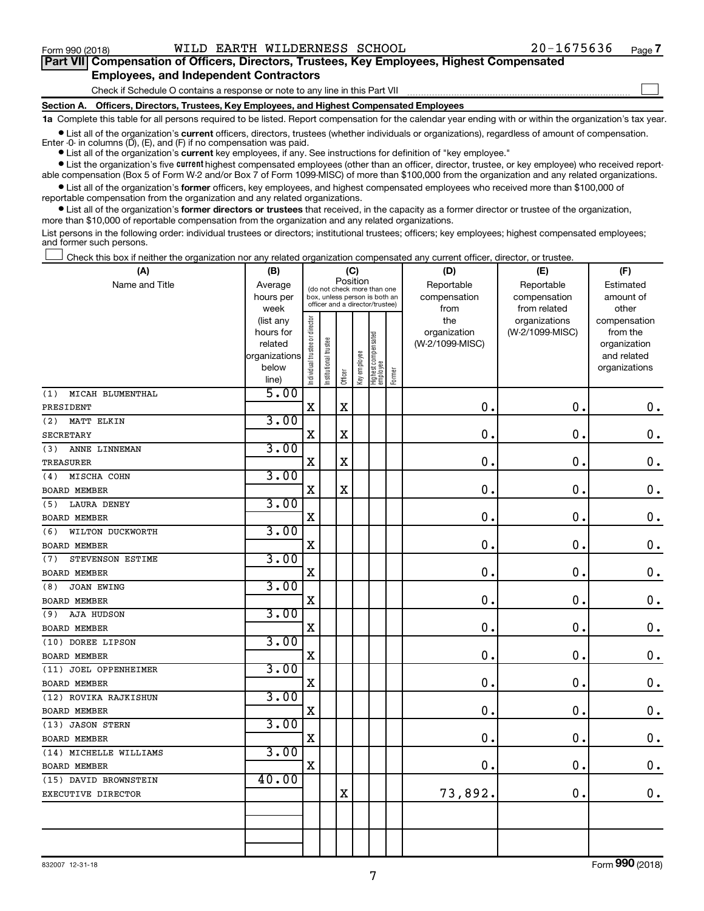Form 990 (2018) WILD EARTH WILDERNESS SCHOOL 20-1675636 Page 7

## Part VII Compensation of Officers, Directors, Trustees, Key Employees, Highest Compensated Employees, and Independent Contractors

Check if Schedule O contains a response or note to any line in this Part VII ☐

### Section A. Officers, Directors, Trustees, Key Employees, and Highest Compensated Employees

**1a** Complete this table for all persons required to be listed. Report compensation for the calendar year ending with or within the organization's tax year.

- List all of the organization's **current** officers, directors, trustees (whether individuals or organizations), regardless of amount of compensation. Enter -0- in columns (D), (E), and (F) if no compensation was paid.
- List all of the organization's **current** key employees, if any. See instructions for definition of "key employee."
- List the organization's five **current** highest compensated employees (other than an officer, director, trustee, or key employee) who received reportable compensation (Box 5 of Form W-2 and/or Box 7 of Form 1099-MISC) of more than $100,000 from the organization and any related organizations.
- List all of the organization's **former** officers, key employees, and highest compensated employees who received more than $100,000 of reportable compensation from the organization and any related organizations.
- List all of the organization's **former directors or trustees** that received, in the capacity as a former director or trustee of the organization, more than $10,000 of reportable compensation from the organization and any related organizations.

List persons in the following order: individual trustees or directors; institutional trustees; officers; key employees; highest compensated employees; and former such persons.

☐ Check this box if neither the organization nor any related organization compensated any current officer, director, or trustee.

| (A) Name and Title | (B) Average hours per week (list any hours for related organizations below line) | (C) Position: Individual trustee or director | Institutional trustee | Officer | Key employee | Highest compensated employee | Former | (D) Reportable compensation from the organization (W-2/1099-MISC) | (E) Reportable compensation from related organizations (W-2/1099-MISC) | (F) Estimated amount of other compensation from the organization and related organizations |
|---|---|---|---|---|---|---|---|---|---|---|
| (1) MICAH BLUMENTHAL<br>PRESIDENT | 5.00 | X | | X | | | | 0. | 0. | 0. |
| (2) MATT ELKIN<br>SECRETARY | 3.00 | X | | X | | | | 0. | 0. | 0. |
| (3) ANNE LINNEMAN<br>TREASURER | 3.00 | X | | X | | | | 0. | 0. | 0. |
| (4) MISCHA COHN<br>BOARD MEMBER | 3.00 | X | | X | | | | 0. | 0. | 0. |
| (5) LAURA DENEY<br>BOARD MEMBER | 3.00 | X | | | | | | 0. | 0. | 0. |
| (6) WILTON DUCKWORTH<br>BOARD MEMBER | 3.00 | X | | | | | | 0. | 0. | 0. |
| (7) STEVENSON ESTIME<br>BOARD MEMBER | 3.00 | X | | | | | | 0. | 0. | 0. |
| (8) JOAN EWING<br>BOARD MEMBER | 3.00 | X | | | | | | 0. | 0. | 0. |
| (9) AJA HUDSON<br>BOARD MEMBER | 3.00 | X | | | | | | 0. | 0. | 0. |
| (10) DOREE LIPSON<br>BOARD MEMBER | 3.00 | X | | | | | | 0. | 0. | 0. |
| (11) JOEL OPPENHEIMER<br>BOARD MEMBER | 3.00 | X | | | | | | 0. | 0. | 0. |
| (12) ROVIKA RAJKISHUN<br>BOARD MEMBER | 3.00 | X | | | | | | 0. | 0. | 0. |
| (13) JASON STERN<br>BOARD MEMBER | 3.00 | X | | | | | | 0. | 0. | 0. |
| (14) MICHELLE WILLIAMS<br>BOARD MEMBER | 3.00 | X | | | | | | 0. | 0. | 0. |
| (15) DAVID BROWNSTEIN<br>EXECUTIVE DIRECTOR | 40.00 | | | X | | | | 73,892. | 0. | 0. |

832007 12-31-18 Form **990** (2018)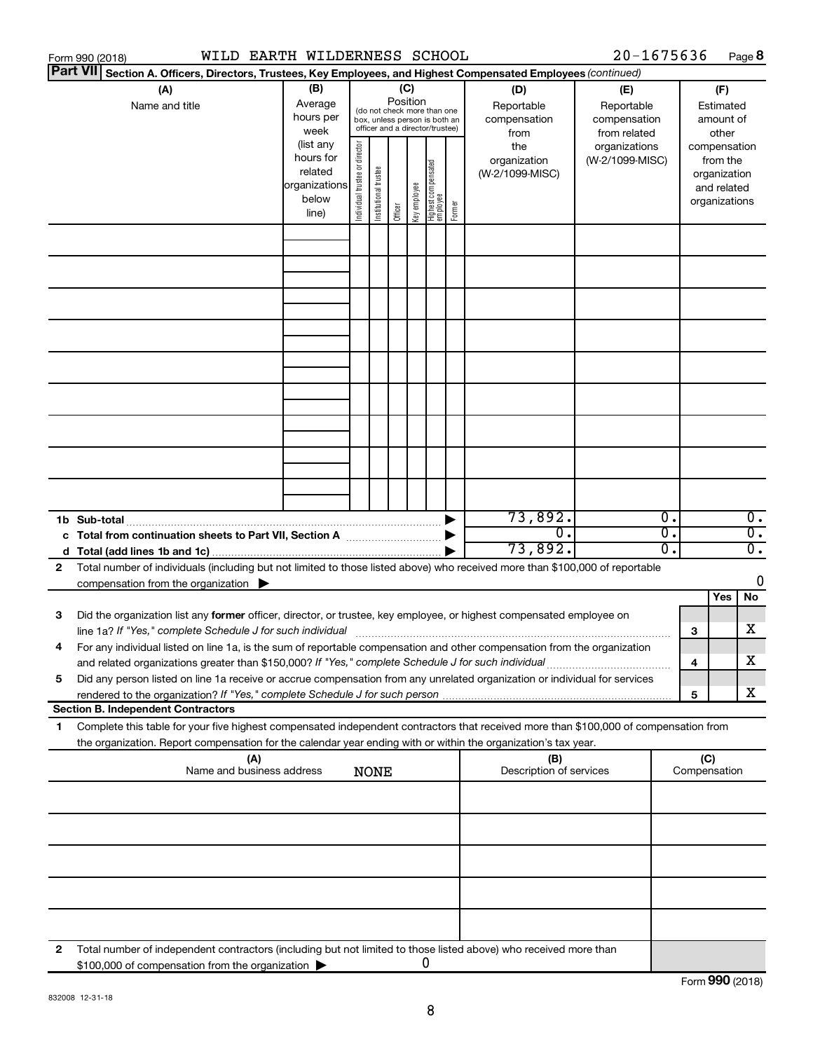Form 990 (2018) WILD EARTH WILDERNESS SCHOOL 20-1675636 Page **8**

**Part VII** **Section A. Officers, Directors, Trustees, Key Employees, and Highest Compensated Employees** *(continued)*

| (A) Name and title | (B) Average hours per week (list any hours for related organizations below line) | (C) Position (do not check more than one box, unless person is both an officer and a director/trustee): Individual trustee or director | Institutional trustee | Officer | Key employee | Highest compensated employee | Former | (D) Reportable compensation from the organization (W-2/1099-MISC) | (E) Reportable compensation from related organizations (W-2/1099-MISC) | (F) Estimated amount of other compensation from the organization and related organizations |
|---|---|---|---|---|---|---|---|---|---|---|
| | | | | | | | | | | |
| | | | | | | | | | | |
| | | | | | | | | | | |
| | | | | | | | | | | |
| | | | | | | | | | | |
| | | | | | | | | | | |
| | | | | | | | | | | |
| | | | | | | | | | | |
| | | | | | | | | | | |
| **1b Sub-total** | | | | | | | | 73,892. | 0. | 0. |
| **c Total from continuation sheets to Part VII, Section A** | | | | | | | | 0. | 0. | 0. |
| **d Total (add lines 1b and 1c)** | | | | | | | | 73,892. | 0. | 0. |

**2** Total number of individuals (including but not limited to those listed above) who received more than $100,000 of reportable compensation from the organization ▶ 0

| | | | Yes | No |
|---|---|---|---|---|
| **3** | Did the organization list any **former** officer, director, or trustee, key employee, or highest compensated employee on line 1a? *If "Yes," complete Schedule J for such individual* | **3** | | X |
| **4** | For any individual listed on line 1a, is the sum of reportable compensation and other compensation from the organization and related organizations greater than $150,000? *If "Yes," complete Schedule J for such individual* | **4** | | X |
| **5** | Did any person listed on line 1a receive or accrue compensation from any unrelated organization or individual for services rendered to the organization? *If "Yes," complete Schedule J for such person* | **5** | | X |

**Section B. Independent Contractors**

**1** Complete this table for your five highest compensated independent contractors that received more than $100,000 of compensation from the organization. Report compensation for the calendar year ending with or within the organization's tax year.

| (A) Name and business address | (B) Description of services | (C) Compensation |
|---|---|---|
| NONE | | |
| | | |
| | | |
| | | |
| | | |

**2** Total number of independent contractors (including but not limited to those listed above) who received more than $100,000 of compensation from the organization ▶ 0

Form **990** (2018)

832008 12-31-18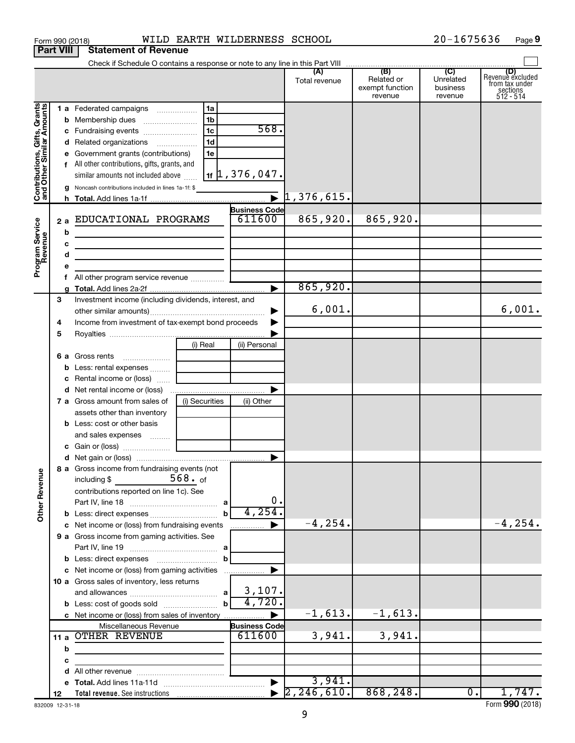Form 990 (2018) WILD EARTH WILDERNESS SCHOOL 20-1675636 Page 9

## Part VIII Statement of Revenue

Check if Schedule O contains a response or note to any line in this Part VIII

| | | | | (A) Total revenue | (B) Related or exempt function revenue | (C) Unrelated business revenue | (D) Revenue excluded from tax under sections 512 - 514 |
|---|---|---|---|---|---|---|---|
| **Contributions, Gifts, Grants and Other Similar Amounts** | 1 a | Federated campaigns | 1a | | | | | 
| | b | Membership dues | 1b | | | | |
| | c | Fundraising events | 1c 568. | | | | |
| | d | Related organizations | 1d | | | | |
| | e | Government grants (contributions) | 1e | | | | |
| | f | All other contributions, gifts, grants, and similar amounts not included above | 1f 1,376,047. | | | | |
| | g | Noncash contributions included in lines 1a-1f: $ | | | | | |
| | h | **Total.** Add lines 1a-1f | ▶ | 1,376,615. | | | |
| **Program Service Revenue** | | | Business Code | | | | |
| | 2 a | EDUCATIONAL PROGRAMS | 611600 | 865,920. | 865,920. | | |
| | b | | | | | | |
| | c | | | | | | |
| | d | | | | | | |
| | e | | | | | | |
| | f | All other program service revenue | | | | | |
| | g | **Total.** Add lines 2a-2f | ▶ | 865,920. | | | |
| **Other Revenue** | 3 | Investment income (including dividends, interest, and other similar amounts) | ▶ | 6,001. | | | 6,001. |
| | 4 | Income from investment of tax-exempt bond proceeds | ▶ | | | | |
| | 5 | Royalties | ▶ | | | | |
| | | | (i) Real / (ii) Personal | | | | |
| | 6 a | Gross rents | | | | | |
| | b | Less: rental expenses | | | | | |
| | c | Rental income or (loss) | | | | | |
| | d | Net rental income or (loss) | ▶ | | | | |
| | | | (i) Securities / (ii) Other | | | | |
| | 7 a | Gross amount from sales of assets other than inventory | | | | | |
| | b | Less: cost or other basis and sales expenses | | | | | |
| | c | Gain or (loss) | | | | | |
| | d | Net gain or (loss) | ▶ | | | | |
| | 8 a | Gross income from fundraising events (not including $ 568. of contributions reported on line 1c). See Part IV, line 18 | a 0. | | | | |
| | b | Less: direct expenses | b 4,254. | | | | |
| | c | Net income or (loss) from fundraising events | ▶ | -4,254. | | | -4,254. |
| | 9 a | Gross income from gaming activities. See Part IV, line 19 | a | | | | |
| | b | Less: direct expenses | b | | | | |
| | c | Net income or (loss) from gaming activities | ▶ | | | | |
| | 10 a | Gross sales of inventory, less returns and allowances | a 3,107. | | | | |
| | b | Less: cost of goods sold | b 4,720. | | | | |
| | c | Net income or (loss) from sales of inventory | ▶ | -1,613. | -1,613. | | |
| | | Miscellaneous Revenue | Business Code | | | | |
| | 11 a | OTHER REVENUE | 611600 | 3,941. | 3,941. | | |
| | b | | | | | | |
| | c | | | | | | |
| | d | All other revenue | | | | | |
| | e | **Total.** Add lines 11a-11d | ▶ | 3,941. | | | |
| | 12 | **Total revenue.** See instructions | ▶ | 2,246,610. | 868,248. | 0. | 1,747. |

832009 12-31-18

Form **990** (2018)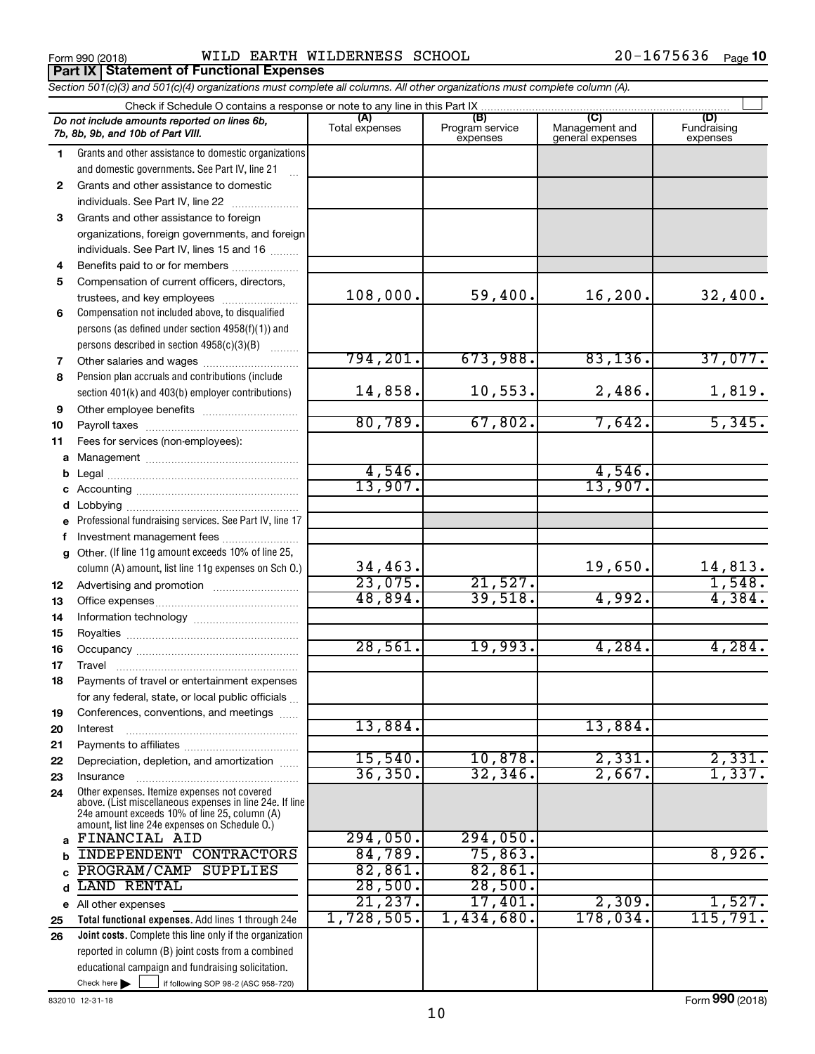Form 990 (2018) WILD EARTH WILDERNESS SCHOOL 20-1675636

## Part IX Statement of Functional Expenses

*Section 501(c)(3) and 501(c)(4) organizations must complete all columns. All other organizations must complete column (A).*

Check if Schedule O contains a response or note to any line in this Part IX

| | *Do not include amounts reported on lines 6b, 7b, 8b, 9b, and 10b of Part VIII.* | (A) Total expenses | (B) Program service expenses | (C) Management and general expenses | (D) Fundraising expenses |
|---|---|---|---|---|---|
| 1 | Grants and other assistance to domestic organizations and domestic governments. See Part IV, line 21 | | | | |
| 2 | Grants and other assistance to domestic individuals. See Part IV, line 22 | | | | |
| 3 | Grants and other assistance to foreign organizations, foreign governments, and foreign individuals. See Part IV, lines 15 and 16 | | | | |
| 4 | Benefits paid to or for members | | | | |
| 5 | Compensation of current officers, directors, trustees, and key employees | 108,000. | 59,400. | 16,200. | 32,400. |
| 6 | Compensation not included above, to disqualified persons (as defined under section 4958(f)(1)) and persons described in section 4958(c)(3)(B) | | | | |
| 7 | Other salaries and wages | 794,201. | 673,988. | 83,136. | 37,077. |
| 8 | Pension plan accruals and contributions (include section 401(k) and 403(b) employer contributions) | 14,858. | 10,553. | 2,486. | 1,819. |
| 9 | Other employee benefits | | | | |
| 10 | Payroll taxes | 80,789. | 67,802. | 7,642. | 5,345. |
| 11 | Fees for services (non-employees): | | | | |
| a | Management | | | | |
| b | Legal | 4,546. | | 4,546. | |
| c | Accounting | 13,907. | | 13,907. | |
| d | Lobbying | | | | |
| e | Professional fundraising services. See Part IV, line 17 | | | | |
| f | Investment management fees | | | | |
| g | Other. (If line 11g amount exceeds 10% of line 25, column (A) amount, list line 11g expenses on Sch O.) | 34,463. | | 19,650. | 14,813. |
| 12 | Advertising and promotion | 23,075. | 21,527. | | 1,548. |
| 13 | Office expenses | 48,894. | 39,518. | 4,992. | 4,384. |
| 14 | Information technology | | | | |
| 15 | Royalties | | | | |
| 16 | Occupancy | 28,561. | 19,993. | 4,284. | 4,284. |
| 17 | Travel | | | | |
| 18 | Payments of travel or entertainment expenses for any federal, state, or local public officials | | | | |
| 19 | Conferences, conventions, and meetings | | | | |
| 20 | Interest | 13,884. | | 13,884. | |
| 21 | Payments to affiliates | | | | |
| 22 | Depreciation, depletion, and amortization | 15,540. | 10,878. | 2,331. | 2,331. |
| 23 | Insurance | 36,350. | 32,346. | 2,667. | 1,337. |
| 24 | Other expenses. Itemize expenses not covered above. (List miscellaneous expenses in line 24e. If line 24e amount exceeds 10% of line 25, column (A) amount, list line 24e expenses on Schedule O.) | | | | |
| a | FINANCIAL AID | 294,050. | 294,050. | | |
| b | INDEPENDENT CONTRACTORS | 84,789. | 75,863. | | 8,926. |
| c | PROGRAM/CAMP SUPPLIES | 82,861. | 82,861. | | |
| d | LAND RENTAL | 28,500. | 28,500. | | |
| e | All other expenses | 21,237. | 17,401. | 2,309. | 1,527. |
| 25 | **Total functional expenses.** Add lines 1 through 24e | 1,728,505. | 1,434,680. | 178,034. | 115,791. |
| 26 | **Joint costs.** Complete this line only if the organization reported in column (B) joint costs from a combined educational campaign and fundraising solicitation. Check here ☐ if following SOP 98-2 (ASC 958-720) | | | | |

832010 12-31-18 Form **990** (2018)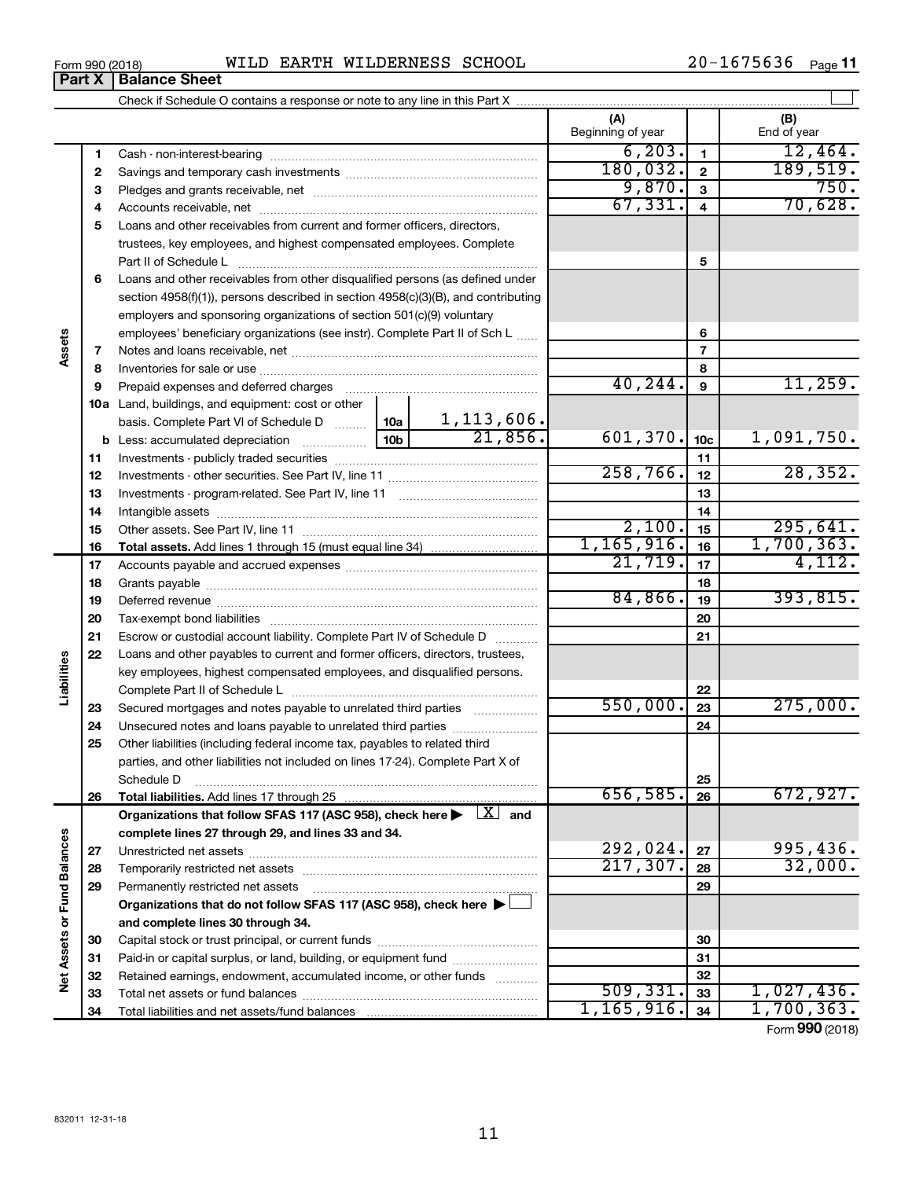Form 990 (2018) WILD EARTH WILDERNESS SCHOOL 20-1675636 Page **11**

## Part X Balance Sheet

Check if Schedule O contains a response or note to any line in this Part X

| | | | | (A) Beginning of year | | (B) End of year |
|---|---|---|---|---|---|---|
| **Assets** | 1 | Cash - non-interest-bearing | | 6,203. | 1 | 12,464. |
| | 2 | Savings and temporary cash investments | | 180,032. | 2 | 189,519. |
| | 3 | Pledges and grants receivable, net | | 9,870. | 3 | 750. |
| | 4 | Accounts receivable, net | | 67,331. | 4 | 70,628. |
| | 5 | Loans and other receivables from current and former officers, directors, trustees, key employees, and highest compensated employees. Complete Part II of Schedule L | | | 5 | |
| | 6 | Loans and other receivables from other disqualified persons (as defined under section 4958(f)(1)), persons described in section 4958(c)(3)(B), and contributing employers and sponsoring organizations of section 501(c)(9) voluntary employees' beneficiary organizations (see instr). Complete Part II of Sch L | | | 6 | |
| | 7 | Notes and loans receivable, net | | | 7 | |
| | 8 | Inventories for sale or use | | | 8 | |
| | 9 | Prepaid expenses and deferred charges | | 40,244. | 9 | 11,259. |
| | 10a | Land, buildings, and equipment: cost or other basis. Complete Part VI of Schedule D | 10a 1,113,606. | | | |
| | b | Less: accumulated depreciation | 10b 21,856. | 601,370. | 10c | 1,091,750. |
| | 11 | Investments - publicly traded securities | | | 11 | |
| | 12 | Investments - other securities. See Part IV, line 11 | | 258,766. | 12 | 28,352. |
| | 13 | Investments - program-related. See Part IV, line 11 | | | 13 | |
| | 14 | Intangible assets | | | 14 | |
| | 15 | Other assets. See Part IV, line 11 | | 2,100. | 15 | 295,641. |
| | 16 | **Total assets.** Add lines 1 through 15 (must equal line 34) | | 1,165,916. | 16 | 1,700,363. |
| **Liabilities** | 17 | Accounts payable and accrued expenses | | 21,719. | 17 | 4,112. |
| | 18 | Grants payable | | | 18 | |
| | 19 | Deferred revenue | | 84,866. | 19 | 393,815. |
| | 20 | Tax-exempt bond liabilities | | | 20 | |
| | 21 | Escrow or custodial account liability. Complete Part IV of Schedule D | | | 21 | |
| | 22 | Loans and other payables to current and former officers, directors, trustees, key employees, highest compensated employees, and disqualified persons. Complete Part II of Schedule L | | | 22 | |
| | 23 | Secured mortgages and notes payable to unrelated third parties | | 550,000. | 23 | 275,000. |
| | 24 | Unsecured notes and loans payable to unrelated third parties | | | 24 | |
| | 25 | Other liabilities (including federal income tax, payables to related third parties, and other liabilities not included on lines 17-24). Complete Part X of Schedule D | | | 25 | |
| | 26 | **Total liabilities.** Add lines 17 through 25 | | 656,585. | 26 | 672,927. |
| **Net Assets or Fund Balances** | | **Organizations that follow SFAS 117 (ASC 958), check here ▶ [X] and complete lines 27 through 29, and lines 33 and 34.** | | | | |
| | 27 | Unrestricted net assets | | 292,024. | 27 | 995,436. |
| | 28 | Temporarily restricted net assets | | 217,307. | 28 | 32,000. |
| | 29 | Permanently restricted net assets | | | 29 | |
| | | **Organizations that do not follow SFAS 117 (ASC 958), check here ▶ [ ] and complete lines 30 through 34.** | | | | |
| | 30 | Capital stock or trust principal, or current funds | | | 30 | |
| | 31 | Paid-in or capital surplus, or land, building, or equipment fund | | | 31 | |
| | 32 | Retained earnings, endowment, accumulated income, or other funds | | | 32 | |
| | 33 | Total net assets or fund balances | | 509,331. | 33 | 1,027,436. |
| | 34 | Total liabilities and net assets/fund balances | | 1,165,916. | 34 | 1,700,363. |

Form **990** (2018)

832011 12-31-18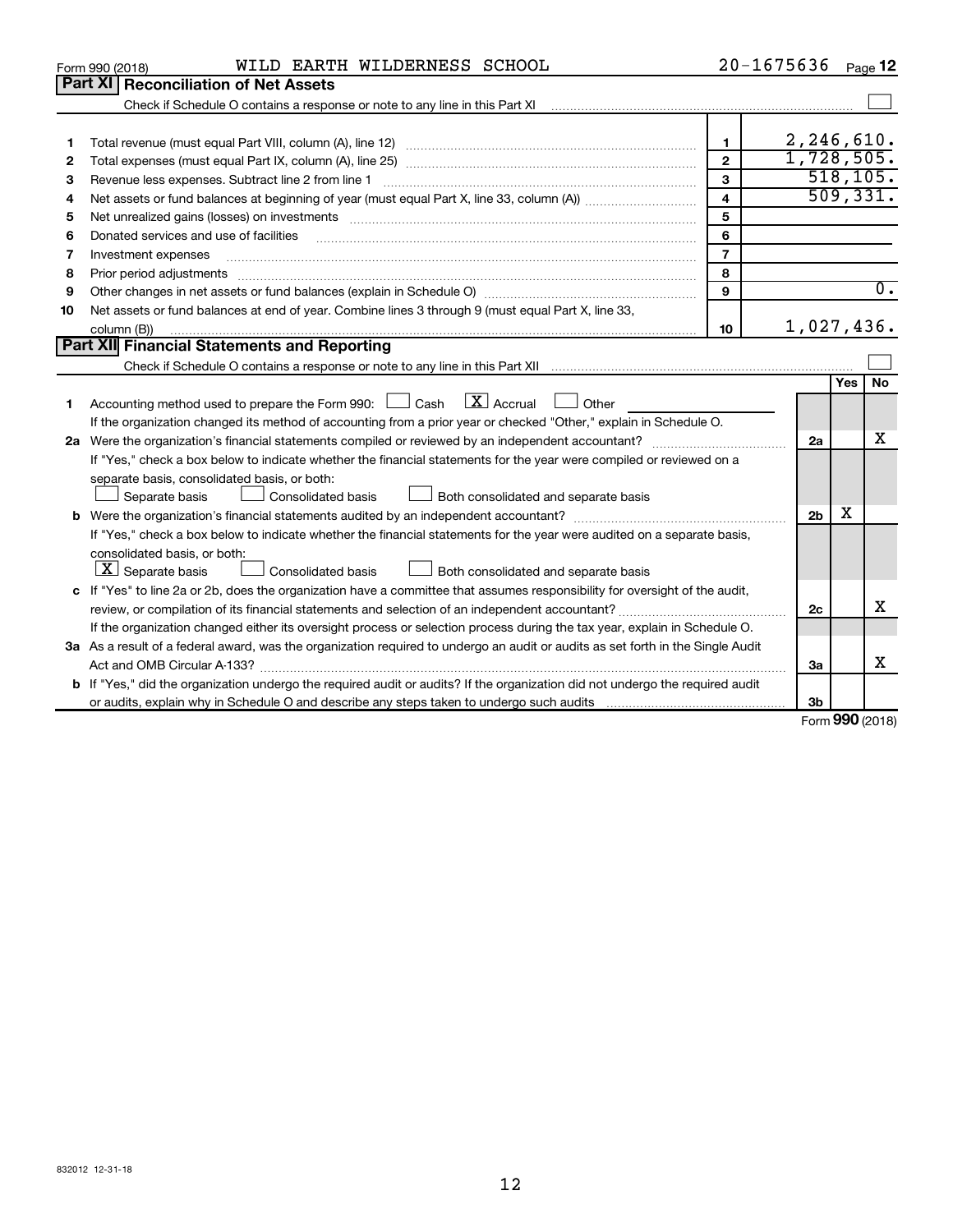Form 990 (2018) WILD EARTH WILDERNESS SCHOOL 20-1675636 Page 12

## Part XI Reconciliation of Net Assets

Check if Schedule O contains a response or note to any line in this Part XI ☐

| | | | |
|---|---|---|---|
| 1 | Total revenue (must equal Part VIII, column (A), line 12) | 1 | 2,246,610. |
| 2 | Total expenses (must equal Part IX, column (A), line 25) | 2 | 1,728,505. |
| 3 | Revenue less expenses. Subtract line 2 from line 1 | 3 | 518,105. |
| 4 | Net assets or fund balances at beginning of year (must equal Part X, line 33, column (A)) | 4 | 509,331. |
| 5 | Net unrealized gains (losses) on investments | 5 | |
| 6 | Donated services and use of facilities | 6 | |
| 7 | Investment expenses | 7 | |
| 8 | Prior period adjustments | 8 | |
| 9 | Other changes in net assets or fund balances (explain in Schedule O) | 9 | 0. |
| 10 | Net assets or fund balances at end of year. Combine lines 3 through 9 (must equal Part X, line 33, column (B)) | 10 | 1,027,436. |

## Part XII Financial Statements and Reporting

Check if Schedule O contains a response or note to any line in this Part XII ☐

| | | | Yes | No |
|---|---|---|---|---|
| 1 | Accounting method used to prepare the Form 990: ☐ Cash ☒ Accrual ☐ Other<br>If the organization changed its method of accounting from a prior year or checked "Other," explain in Schedule O. | | | |
| 2a | Were the organization's financial statements compiled or reviewed by an independent accountant? | 2a | | X |
| | If "Yes," check a box below to indicate whether the financial statements for the year were compiled or reviewed on a separate basis, consolidated basis, or both:<br>☐ Separate basis ☐ Consolidated basis ☐ Both consolidated and separate basis | | | |
| b | Were the organization's financial statements audited by an independent accountant? | 2b | X | |
| | If "Yes," check a box below to indicate whether the financial statements for the year were audited on a separate basis, consolidated basis, or both:<br>☒ Separate basis ☐ Consolidated basis ☐ Both consolidated and separate basis | | | |
| c | If "Yes" to line 2a or 2b, does the organization have a committee that assumes responsibility for oversight of the audit, review, or compilation of its financial statements and selection of an independent accountant? | 2c | | X |
| | If the organization changed either its oversight process or selection process during the tax year, explain in Schedule O. | | | |
| 3a | As a result of a federal award, was the organization required to undergo an audit or audits as set forth in the Single Audit Act and OMB Circular A-133? | 3a | | X |
| b | If "Yes," did the organization undergo the required audit or audits? If the organization did not undergo the required audit or audits, explain why in Schedule O and describe any steps taken to undergo such audits | 3b | | |

Form 990 (2018)

832012 12-31-18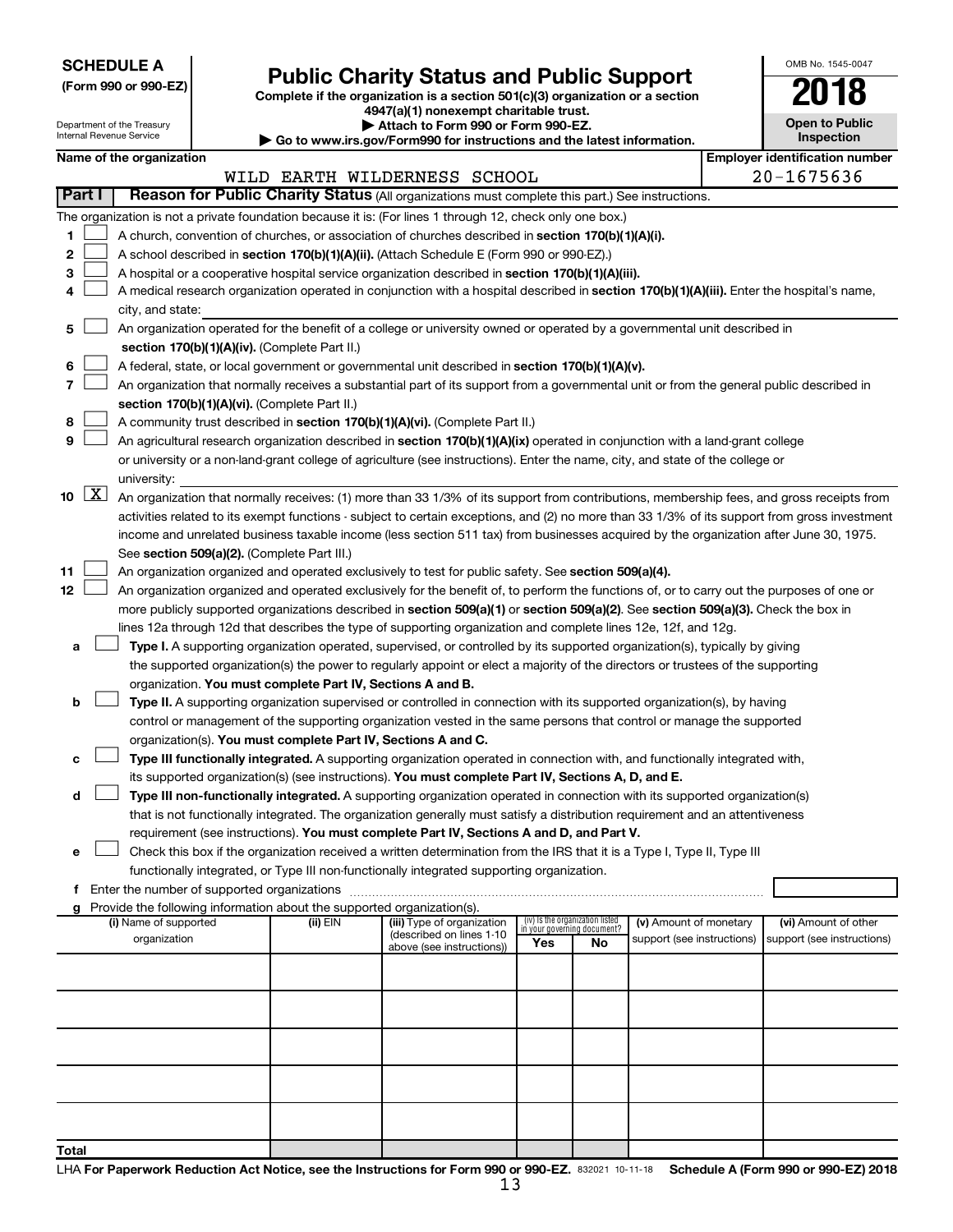**SCHEDULE A**
**(Form 990 or 990-EZ)**

Department of the Treasury
Internal Revenue Service

# Public Charity Status and Public Support

**Complete if the organization is a section 501(c)(3) organization or a section 4947(a)(1) nonexempt charitable trust.**
**▶ Attach to Form 990 or Form 990-EZ.**
**▶ Go to www.irs.gov/Form990 for instructions and the latest information.**

OMB No. 1545-0047

**2018**

**Open to Public Inspection**

**Name of the organization**
WILD EARTH WILDERNESS SCHOOL

**Employer identification number**
20-1675636

**Part I — Reason for Public Charity Status** (All organizations must complete this part.) See instructions.

The organization is not a private foundation because it is: (For lines 1 through 12, check only one box.)

1 ☐ A church, convention of churches, or association of churches described in **section 170(b)(1)(A)(i).**

2 ☐ A school described in **section 170(b)(1)(A)(ii).** (Attach Schedule E (Form 990 or 990-EZ).)

3 ☐ A hospital or a cooperative hospital service organization described in **section 170(b)(1)(A)(iii).**

4 ☐ A medical research organization operated in conjunction with a hospital described in **section 170(b)(1)(A)(iii).** Enter the hospital's name, city, and state:

5 ☐ An organization operated for the benefit of a college or university owned or operated by a governmental unit described in **section 170(b)(1)(A)(iv).** (Complete Part II.)

6 ☐ A federal, state, or local government or governmental unit described in **section 170(b)(1)(A)(v).**

7 ☐ An organization that normally receives a substantial part of its support from a governmental unit or from the general public described in **section 170(b)(1)(A)(vi).** (Complete Part II.)

8 ☐ A community trust described in **section 170(b)(1)(A)(vi).** (Complete Part II.)

9 ☐ An agricultural research organization described in **section 170(b)(1)(A)(ix)** operated in conjunction with a land-grant college or university or a non-land-grant college of agriculture (see instructions). Enter the name, city, and state of the college or university:

10 ☒ An organization that normally receives: (1) more than 33 1/3% of its support from contributions, membership fees, and gross receipts from activities related to its exempt functions - subject to certain exceptions, and (2) no more than 33 1/3% of its support from gross investment income and unrelated business taxable income (less section 511 tax) from businesses acquired by the organization after June 30, 1975. See **section 509(a)(2).** (Complete Part III.)

11 ☐ An organization organized and operated exclusively to test for public safety. See **section 509(a)(4).**

12 ☐ An organization organized and operated exclusively for the benefit of, to perform the functions of, or to carry out the purposes of one or more publicly supported organizations described in **section 509(a)(1)** or **section 509(a)(2).** See **section 509(a)(3).** Check the box in lines 12a through 12d that describes the type of supporting organization and complete lines 12e, 12f, and 12g.

a ☐ **Type I.** A supporting organization operated, supervised, or controlled by its supported organization(s), typically by giving the supported organization(s) the power to regularly appoint or elect a majority of the directors or trustees of the supporting organization. **You must complete Part IV, Sections A and B.**

b ☐ **Type II.** A supporting organization supervised or controlled in connection with its supported organization(s), by having control or management of the supporting organization vested in the same persons that control or manage the supported organization(s). **You must complete Part IV, Sections A and C.**

c ☐ **Type III functionally integrated.** A supporting organization operated in connection with, and functionally integrated with, its supported organization(s) (see instructions). **You must complete Part IV, Sections A, D, and E.**

d ☐ **Type III non-functionally integrated.** A supporting organization operated in connection with its supported organization(s) that is not functionally integrated. The organization generally must satisfy a distribution requirement and an attentiveness requirement (see instructions). **You must complete Part IV, Sections A and D, and Part V.**

e ☐ Check this box if the organization received a written determination from the IRS that it is a Type I, Type II, Type III functionally integrated, or Type III non-functionally integrated supporting organization.

f Enter the number of supported organizations

g Provide the following information about the supported organization(s).

| (i) Name of supported organization | (ii) EIN | (iii) Type of organization (described on lines 1-10 above (see instructions)) | (iv) Is the organization listed in your governing document? Yes | No | (v) Amount of monetary support (see instructions) | (vi) Amount of other support (see instructions) |
|---|---|---|---|---|---|---|
| | | | | | | |
| | | | | | | |
| | | | | | | |
| | | | | | | |
| | | | | | | |
| **Total** | | | | | | |

LHA **For Paperwork Reduction Act Notice, see the Instructions for Form 990 or 990-EZ.** 832021 10-11-18 **Schedule A (Form 990 or 990-EZ) 2018**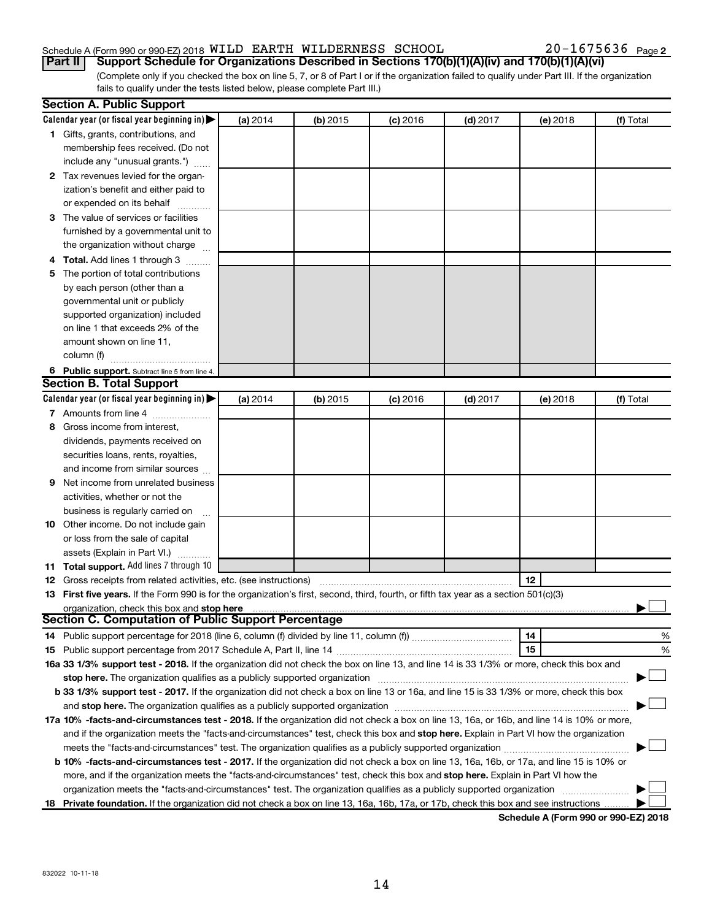Schedule A (Form 990 or 990-EZ) 2018 WILD EARTH WILDERNESS SCHOOL 20-1675636 Page 2

**Part II** **Support Schedule for Organizations Described in Sections 170(b)(1)(A)(iv) and 170(b)(1)(A)(vi)**

(Complete only if you checked the box on line 5, 7, or 8 of Part I or if the organization failed to qualify under Part III. If the organization fails to qualify under the tests listed below, please complete Part III.)

### Section A. Public Support

| Calendar year (or fiscal year beginning in) ▶ | (a) 2014 | (b) 2015 | (c) 2016 | (d) 2017 | (e) 2018 | (f) Total |
|---|---|---|---|---|---|---|
| **1** Gifts, grants, contributions, and membership fees received. (Do not include any "unusual grants.") | | | | | | |
| **2** Tax revenues levied for the organization's benefit and either paid to or expended on its behalf | | | | | | |
| **3** The value of services or facilities furnished by a governmental unit to the organization without charge | | | | | | |
| **4** **Total.** Add lines 1 through 3 | | | | | | |
| **5** The portion of total contributions by each person (other than a governmental unit or publicly supported organization) included on line 1 that exceeds 2% of the amount shown on line 11, column (f) | | | | | | |
| **6** **Public support.** Subtract line 5 from line 4. | | | | | | |

### Section B. Total Support

| Calendar year (or fiscal year beginning in) ▶ | (a) 2014 | (b) 2015 | (c) 2016 | (d) 2017 | (e) 2018 | (f) Total |
|---|---|---|---|---|---|---|
| **7** Amounts from line 4 | | | | | | |
| **8** Gross income from interest, dividends, payments received on securities loans, rents, royalties, and income from similar sources | | | | | | |
| **9** Net income from unrelated business activities, whether or not the business is regularly carried on | | | | | | |
| **10** Other income. Do not include gain or loss from the sale of capital assets (Explain in Part VI.) | | | | | | |
| **11** **Total support.** Add lines 7 through 10 | | | | | | |

**12** Gross receipts from related activities, etc. (see instructions) | **12** |

**13** **First five years.** If the Form 990 is for the organization's first, second, third, fourth, or fifth tax year as a section 501(c)(3) organization, check this box and **stop here** ▶ ☐

### Section C. Computation of Public Support Percentage

**14** Public support percentage for 2018 (line 6, column (f) divided by line 11, column (f)) | **14** | %

**15** Public support percentage from 2017 Schedule A, Part II, line 14 | **15** | %

**16a 33 1/3% support test - 2018.** If the organization did not check the box on line 13, and line 14 is 33 1/3% or more, check this box and **stop here.** The organization qualifies as a publicly supported organization ▶ ☐

**b 33 1/3% support test - 2017.** If the organization did not check a box on line 13 or 16a, and line 15 is 33 1/3% or more, check this box and **stop here.** The organization qualifies as a publicly supported organization ▶ ☐

**17a 10% -facts-and-circumstances test - 2018.** If the organization did not check a box on line 13, 16a, or 16b, and line 14 is 10% or more, and if the organization meets the "facts-and-circumstances" test, check this box and **stop here.** Explain in Part VI how the organization meets the "facts-and-circumstances" test. The organization qualifies as a publicly supported organization ▶ ☐

**b 10% -facts-and-circumstances test - 2017.** If the organization did not check a box on line 13, 16a, 16b, or 17a, and line 15 is 10% or more, and if the organization meets the "facts-and-circumstances" test, check this box and **stop here.** Explain in Part VI how the organization meets the "facts-and-circumstances" test. The organization qualifies as a publicly supported organization ▶ ☐

**18** **Private foundation.** If the organization did not check a box on line 13, 16a, 16b, 17a, or 17b, check this box and see instructions ▶ ☐

**Schedule A (Form 990 or 990-EZ) 2018**

832022 10-11-18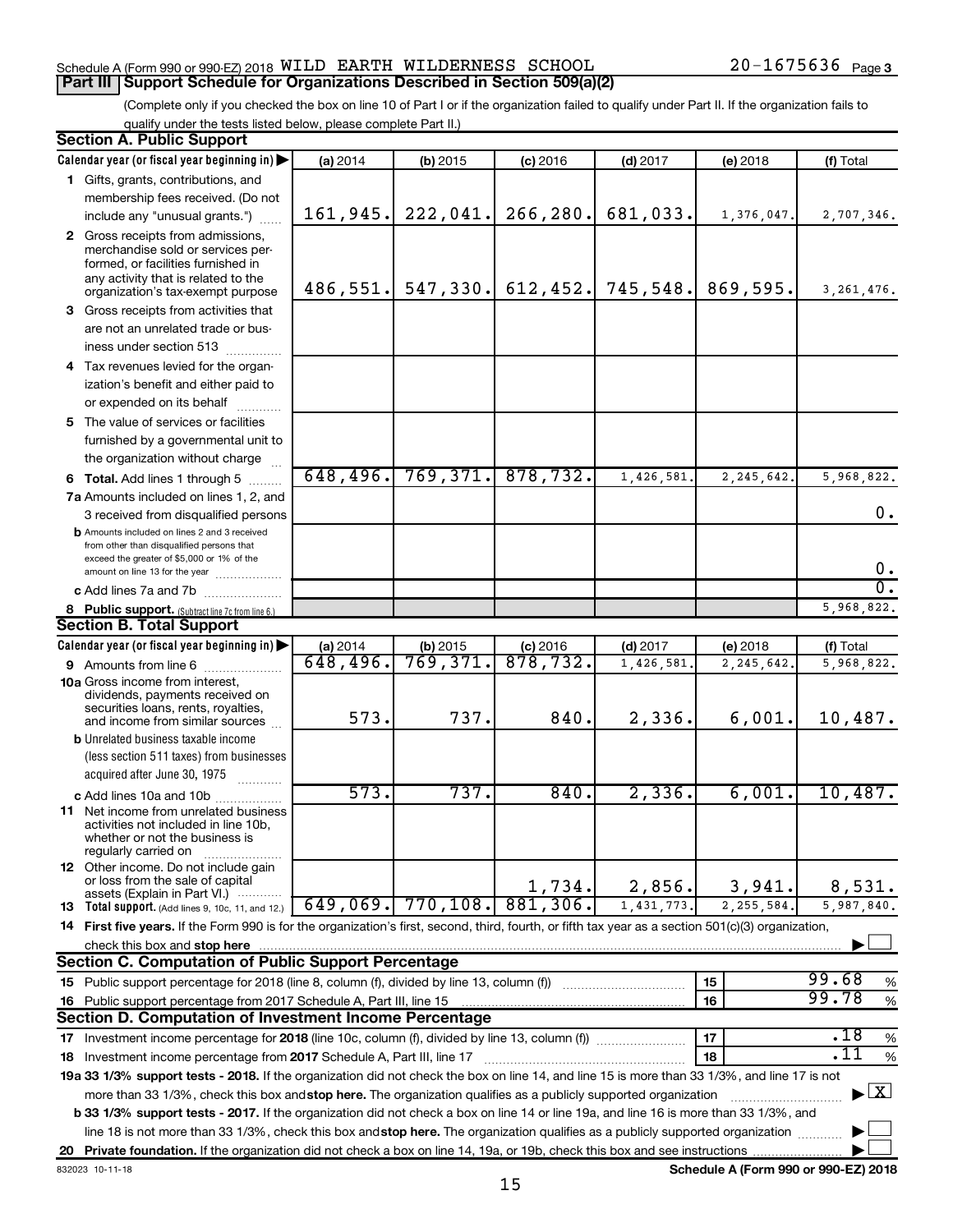Schedule A (Form 990 or 990-EZ) 2018 WILD EARTH WILDERNESS SCHOOL 20-1675636 Page 3

**Part III Support Schedule for Organizations Described in Section 509(a)(2)**

(Complete only if you checked the box on line 10 of Part I or if the organization failed to qualify under Part II. If the organization fails to qualify under the tests listed below, please complete Part II.)

**Section A. Public Support**

| Calendar year (or fiscal year beginning in) | (a) 2014 | (b) 2015 | (c) 2016 | (d) 2017 | (e) 2018 | (f) Total |
|---|---|---|---|---|---|---|
| 1 Gifts, grants, contributions, and membership fees received. (Do not include any "unusual grants.") | 161,945. | 222,041. | 266,280. | 681,033. | 1,376,047. | 2,707,346. |
| 2 Gross receipts from admissions, merchandise sold or services performed, or facilities furnished in any activity that is related to the organization's tax-exempt purpose | 486,551. | 547,330. | 612,452. | 745,548. | 869,595. | 3,261,476. |
| 3 Gross receipts from activities that are not an unrelated trade or business under section 513 | | | | | | |
| 4 Tax revenues levied for the organization's benefit and either paid to or expended on its behalf | | | | | | |
| 5 The value of services or facilities furnished by a governmental unit to the organization without charge | | | | | | |
| 6 **Total.** Add lines 1 through 5 | 648,496. | 769,371. | 878,732. | 1,426,581. | 2,245,642. | 5,968,822. |
| 7a Amounts included on lines 1, 2, and 3 received from disqualified persons | | | | | | 0. |
| b Amounts included on lines 2 and 3 received from other than disqualified persons that exceed the greater of $5,000 or 1% of the amount on line 13 for the year | | | | | | 0. |
| c Add lines 7a and 7b | | | | | | 0. |
| 8 **Public support.** (Subtract line 7c from line 6.) | | | | | | 5,968,822. |

**Section B. Total Support**

| Calendar year (or fiscal year beginning in) | (a) 2014 | (b) 2015 | (c) 2016 | (d) 2017 | (e) 2018 | (f) Total |
|---|---|---|---|---|---|---|
| 9 Amounts from line 6 | 648,496. | 769,371. | 878,732. | 1,426,581. | 2,245,642. | 5,968,822. |
| 10a Gross income from interest, dividends, payments received on securities loans, rents, royalties, and income from similar sources | 573. | 737. | 840. | 2,336. | 6,001. | 10,487. |
| b Unrelated business taxable income (less section 511 taxes) from businesses acquired after June 30, 1975 | | | | | | |
| c Add lines 10a and 10b | 573. | 737. | 840. | 2,336. | 6,001. | 10,487. |
| 11 Net income from unrelated business activities not included in line 10b, whether or not the business is regularly carried on | | | | | | |
| 12 Other income. Do not include gain or loss from the sale of capital assets (Explain in Part VI.) | | | 1,734. | 2,856. | 3,941. | 8,531. |
| 13 **Total support.** (Add lines 9, 10c, 11, and 12.) | 649,069. | 770,108. | 881,306. | 1,431,773. | 2,255,584. | 5,987,840. |

14 **First five years.** If the Form 990 is for the organization's first, second, third, fourth, or fifth tax year as a section 501(c)(3) organization, check this box and **stop here** ☐

**Section C. Computation of Public Support Percentage**

| | | | |
|---|---|---|---|
| 15 Public support percentage for 2018 (line 8, column (f), divided by line 13, column (f)) | 15 | 99.68 | % |
| 16 Public support percentage from 2017 Schedule A, Part III, line 15 | 16 | 99.78 | % |

**Section D. Computation of Investment Income Percentage**

| | | | |
|---|---|---|---|
| 17 Investment income percentage for **2018** (line 10c, column (f), divided by line 13, column (f)) | 17 | .18 | % |
| 18 Investment income percentage from **2017** Schedule A, Part III, line 17 | 18 | .11 | % |

**19a 33 1/3% support tests - 2018.** If the organization did not check the box on line 14, and line 15 is more than 33 1/3%, and line 17 is not more than 33 1/3%, check this box and **stop here.** The organization qualifies as a publicly supported organization ☒

**b 33 1/3% support tests - 2017.** If the organization did not check a box on line 14 or line 19a, and line 16 is more than 33 1/3%, and line 18 is not more than 33 1/3%, check this box and **stop here.** The organization qualifies as a publicly supported organization ☐

**20 Private foundation.** If the organization did not check a box on line 14, 19a, or 19b, check this box and see instructions ☐

832023 10-11-18 **Schedule A (Form 990 or 990-EZ) 2018**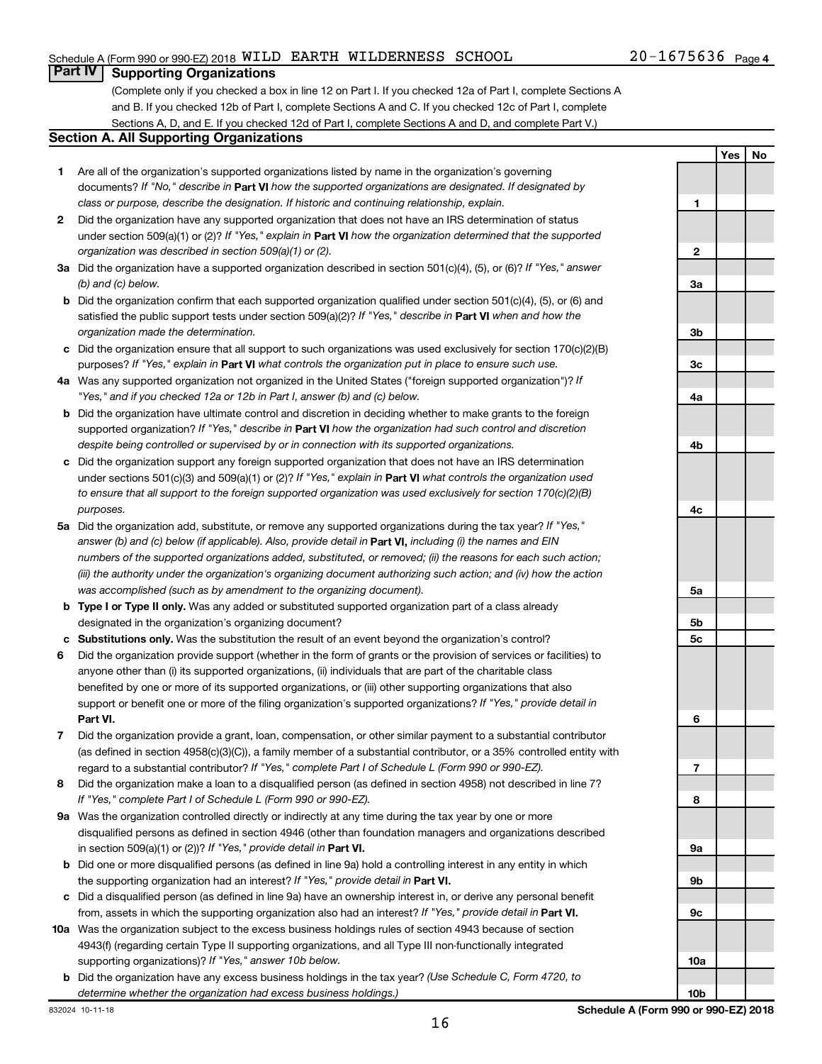Schedule A (Form 990 or 990-EZ) 2018 WILD EARTH WILDERNESS SCHOOL 20-1675636 Page 4

## Part IV Supporting Organizations

(Complete only if you checked a box in line 12 on Part I. If you checked 12a of Part I, complete Sections A and B. If you checked 12b of Part I, complete Sections A and C. If you checked 12c of Part I, complete Sections A, D, and E. If you checked 12d of Part I, complete Sections A and D, and complete Part V.)

### Section A. All Supporting Organizations

| | | | Yes | No |
|---|---|---|---|---|
| **1** | Are all of the organization's supported organizations listed by name in the organization's governing documents? *If "No," describe in* **Part VI** *how the supported organizations are designated. If designated by class or purpose, describe the designation. If historic and continuing relationship, explain.* | **1** | | |
| **2** | Did the organization have any supported organization that does not have an IRS determination of status under section 509(a)(1) or (2)? *If "Yes," explain in* **Part VI** *how the organization determined that the supported organization was described in section 509(a)(1) or (2).* | **2** | | |
| **3a** | Did the organization have a supported organization described in section 501(c)(4), (5), or (6)? *If "Yes," answer (b) and (c) below.* | **3a** | | |
| **b** | Did the organization confirm that each supported organization qualified under section 501(c)(4), (5), or (6) and satisfied the public support tests under section 509(a)(2)? *If "Yes," describe in* **Part VI** *when and how the organization made the determination.* | **3b** | | |
| **c** | Did the organization ensure that all support to such organizations was used exclusively for section 170(c)(2)(B) purposes? *If "Yes," explain in* **Part VI** *what controls the organization put in place to ensure such use.* | **3c** | | |
| **4a** | Was any supported organization not organized in the United States ("foreign supported organization")? *If "Yes," and if you checked 12a or 12b in Part I, answer (b) and (c) below.* | **4a** | | |
| **b** | Did the organization have ultimate control and discretion in deciding whether to make grants to the foreign supported organization? *If "Yes," describe in* **Part VI** *how the organization had such control and discretion despite being controlled or supervised by or in connection with its supported organizations.* | **4b** | | |
| **c** | Did the organization support any foreign supported organization that does not have an IRS determination under sections 501(c)(3) and 509(a)(1) or (2)? *If "Yes," explain in* **Part VI** *what controls the organization used to ensure that all support to the foreign supported organization was used exclusively for section 170(c)(2)(B) purposes.* | **4c** | | |
| **5a** | Did the organization add, substitute, or remove any supported organizations during the tax year? *If "Yes," answer (b) and (c) below (if applicable). Also, provide detail in* **Part VI,** *including (i) the names and EIN numbers of the supported organizations added, substituted, or removed; (ii) the reasons for each such action; (iii) the authority under the organization's organizing document authorizing such action; and (iv) how the action was accomplished (such as by amendment to the organizing document).* | **5a** | | |
| **b** | **Type I or Type II only.** Was any added or substituted supported organization part of a class already designated in the organization's organizing document? | **5b** | | |
| **c** | **Substitutions only.** Was the substitution the result of an event beyond the organization's control? | **5c** | | |
| **6** | Did the organization provide support (whether in the form of grants or the provision of services or facilities) to anyone other than (i) its supported organizations, (ii) individuals that are part of the charitable class benefited by one or more of its supported organizations, or (iii) other supporting organizations that also support or benefit one or more of the filing organization's supported organizations? *If "Yes," provide detail in* **Part VI.** | **6** | | |
| **7** | Did the organization provide a grant, loan, compensation, or other similar payment to a substantial contributor (as defined in section 4958(c)(3)(C)), a family member of a substantial contributor, or a 35% controlled entity with regard to a substantial contributor? *If "Yes," complete Part I of Schedule L (Form 990 or 990-EZ).* | **7** | | |
| **8** | Did the organization make a loan to a disqualified person (as defined in section 4958) not described in line 7? *If "Yes," complete Part I of Schedule L (Form 990 or 990-EZ).* | **8** | | |
| **9a** | Was the organization controlled directly or indirectly at any time during the tax year by one or more disqualified persons as defined in section 4946 (other than foundation managers and organizations described in section 509(a)(1) or (2))? *If "Yes," provide detail in* **Part VI.** | **9a** | | |
| **b** | Did one or more disqualified persons (as defined in line 9a) hold a controlling interest in any entity in which the supporting organization had an interest? *If "Yes," provide detail in* **Part VI.** | **9b** | | |
| **c** | Did a disqualified person (as defined in line 9a) have an ownership interest in, or derive any personal benefit from, assets in which the supporting organization also had an interest? *If "Yes," provide detail in* **Part VI.** | **9c** | | |
| **10a** | Was the organization subject to the excess business holdings rules of section 4943 because of section 4943(f) (regarding certain Type II supporting organizations, and all Type III non-functionally integrated supporting organizations)? *If "Yes," answer 10b below.* | **10a** | | |
| **b** | Did the organization have any excess business holdings in the tax year? *(Use Schedule C, Form 4720, to determine whether the organization had excess business holdings.)* | **10b** | | |

832024 10-11-18 **Schedule A (Form 990 or 990-EZ) 2018**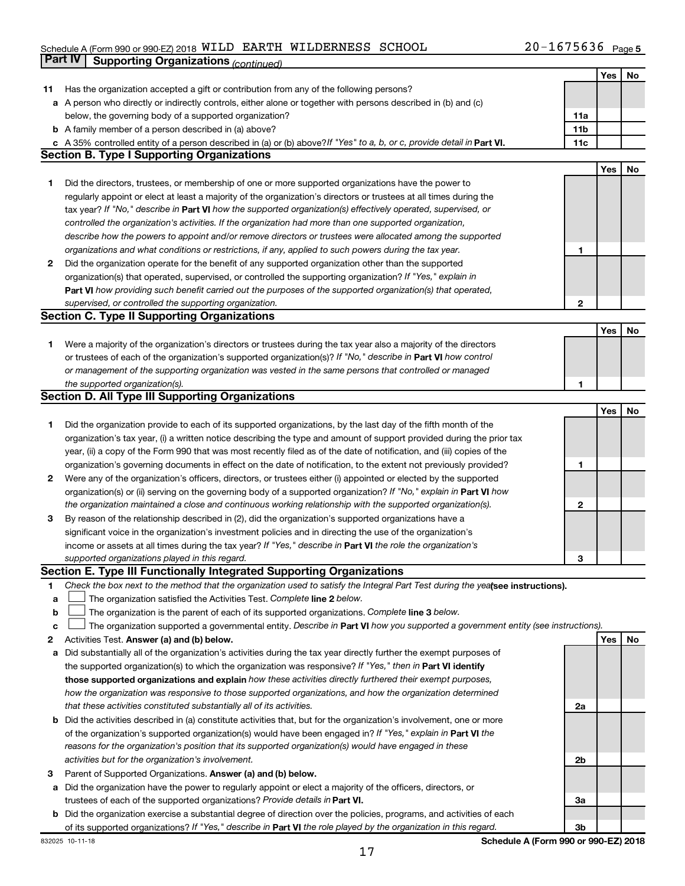Schedule A (Form 990 or 990-EZ) 2018 WILD EARTH WILDERNESS SCHOOL 20-1675636 Page 5

## Part IV Supporting Organizations *(continued)*

| | | | Yes | No |
|---|---|---|---|---|
| 11 | Has the organization accepted a gift or contribution from any of the following persons? | | | |
| a | A person who directly or indirectly controls, either alone or together with persons described in (b) and (c) below, the governing body of a supported organization? | 11a | | |
| b | A family member of a person described in (a) above? | 11b | | |
| c | A 35% controlled entity of a person described in (a) or (b) above? *If "Yes" to a, b, or c, provide detail in* **Part VI.** | 11c | | |

### Section B. Type I Supporting Organizations

| | | | Yes | No |
|---|---|---|---|---|
| 1 | Did the directors, trustees, or membership of one or more supported organizations have the power to regularly appoint or elect at least a majority of the organization's directors or trustees at all times during the tax year? *If "No," describe in* **Part VI** *how the supported organization(s) effectively operated, supervised, or controlled the organization's activities. If the organization had more than one supported organization, describe how the powers to appoint and/or remove directors or trustees were allocated among the supported organizations and what conditions or restrictions, if any, applied to such powers during the tax year.* | 1 | | |
| 2 | Did the organization operate for the benefit of any supported organization other than the supported organization(s) that operated, supervised, or controlled the supporting organization? *If "Yes," explain in* **Part VI** *how providing such benefit carried out the purposes of the supported organization(s) that operated, supervised, or controlled the supporting organization.* | 2 | | |

### Section C. Type II Supporting Organizations

| | | | Yes | No |
|---|---|---|---|---|
| 1 | Were a majority of the organization's directors or trustees during the tax year also a majority of the directors or trustees of each of the organization's supported organization(s)? *If "No," describe in* **Part VI** *how control or management of the supporting organization was vested in the same persons that controlled or managed the supported organization(s).* | 1 | | |

### Section D. All Type III Supporting Organizations

| | | | Yes | No |
|---|---|---|---|---|
| 1 | Did the organization provide to each of its supported organizations, by the last day of the fifth month of the organization's tax year, (i) a written notice describing the type and amount of support provided during the prior tax year, (ii) a copy of the Form 990 that was most recently filed as of the date of notification, and (iii) copies of the organization's governing documents in effect on the date of notification, to the extent not previously provided? | 1 | | |
| 2 | Were any of the organization's officers, directors, or trustees either (i) appointed or elected by the supported organization(s) or (ii) serving on the governing body of a supported organization? *If "No," explain in* **Part VI** *how the organization maintained a close and continuous working relationship with the supported organization(s).* | 2 | | |
| 3 | By reason of the relationship described in (2), did the organization's supported organizations have a significant voice in the organization's investment policies and in directing the use of the organization's income or assets at all times during the tax year? *If "Yes," describe in* **Part VI** *the role the organization's supported organizations played in this regard.* | 3 | | |

### Section E. Type III Functionally Integrated Supporting Organizations

1 *Check the box next to the method that the organization used to satisfy the Integral Part Test during the year* **(see instructions).**

a ☐ The organization satisfied the Activities Test. *Complete* **line 2** *below.*

b ☐ The organization is the parent of each of its supported organizations. *Complete* **line 3** *below.*

c ☐ The organization supported a governmental entity. *Describe in* **Part VI** *how you supported a government entity (see instructions).*

| | | | Yes | No |
|---|---|---|---|---|
| 2 | Activities Test. **Answer (a) and (b) below.** | | | |
| a | Did substantially all of the organization's activities during the tax year directly further the exempt purposes of the supported organization(s) to which the organization was responsive? *If "Yes," then in* **Part VI identify those supported organizations and explain** *how these activities directly furthered their exempt purposes, how the organization was responsive to those supported organizations, and how the organization determined that these activities constituted substantially all of its activities.* | 2a | | |
| b | Did the activities described in (a) constitute activities that, but for the organization's involvement, one or more of the organization's supported organization(s) would have been engaged in? *If "Yes," explain in* **Part VI** *the reasons for the organization's position that its supported organization(s) would have engaged in these activities but for the organization's involvement.* | 2b | | |
| 3 | Parent of Supported Organizations. **Answer (a) and (b) below.** | | | |
| a | Did the organization have the power to regularly appoint or elect a majority of the officers, directors, or trustees of each of the supported organizations? *Provide details in* **Part VI.** | 3a | | |
| b | Did the organization exercise a substantial degree of direction over the policies, programs, and activities of each of its supported organizations? *If "Yes," describe in* **Part VI** *the role played by the organization in this regard.* | 3b | | |

832025 10-11-18 **Schedule A (Form 990 or 990-EZ) 2018**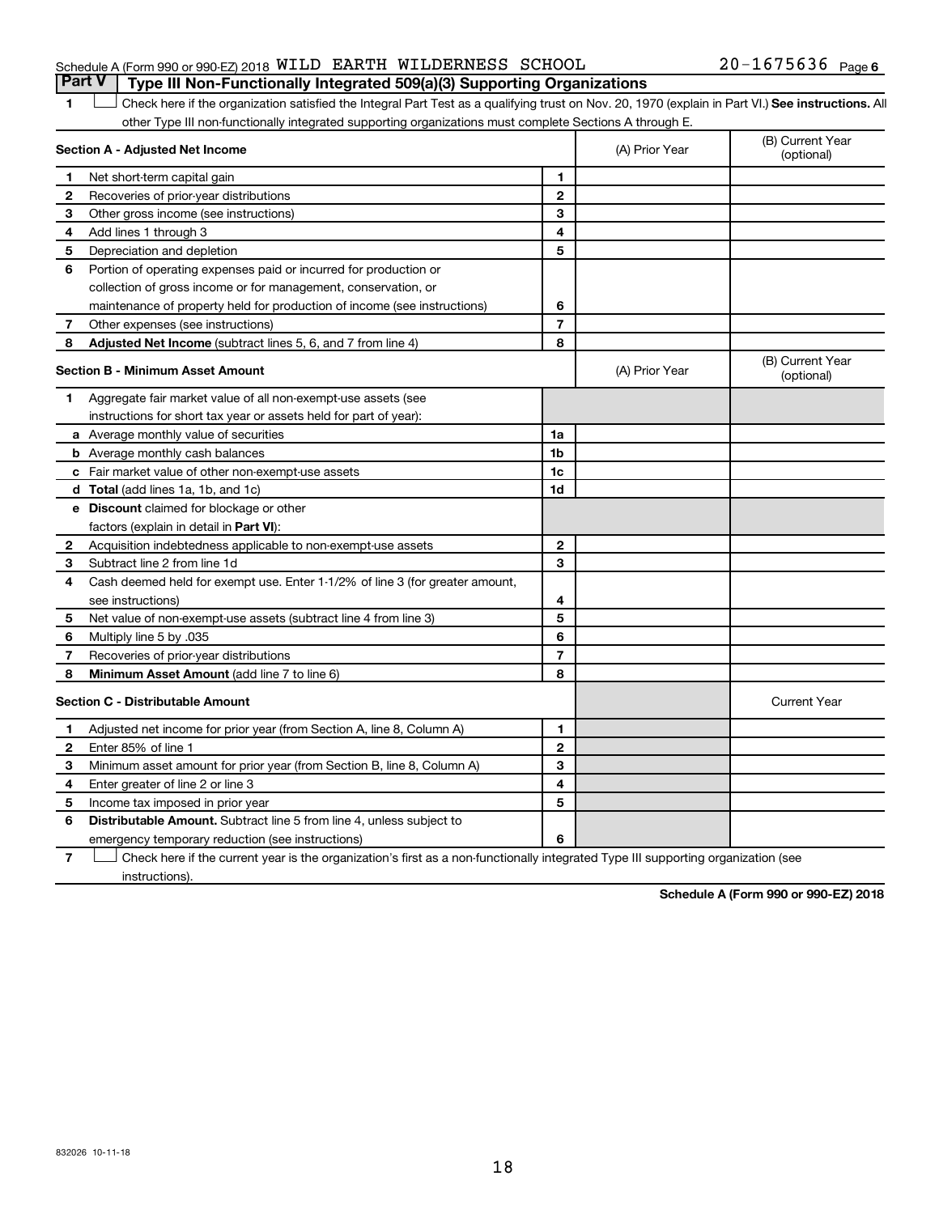Schedule A (Form 990 or 990-EZ) 2018 WILD EARTH WILDERNESS SCHOOL 20-1675636 Page 6

## Part V Type III Non-Functionally Integrated 509(a)(3) Supporting Organizations

1 ☐ Check here if the organization satisfied the Integral Part Test as a qualifying trust on Nov. 20, 1970 (explain in Part VI.) **See instructions.** All other Type III non-functionally integrated supporting organizations must complete Sections A through E.

| **Section A - Adjusted Net Income** | | | (A) Prior Year | (B) Current Year (optional) |
|---|---|---|---|---|
| 1 | Net short-term capital gain | 1 | | |
| 2 | Recoveries of prior-year distributions | 2 | | |
| 3 | Other gross income (see instructions) | 3 | | |
| 4 | Add lines 1 through 3 | 4 | | |
| 5 | Depreciation and depletion | 5 | | |
| 6 | Portion of operating expenses paid or incurred for production or collection of gross income or for management, conservation, or maintenance of property held for production of income (see instructions) | 6 | | |
| 7 | Other expenses (see instructions) | 7 | | |
| 8 | **Adjusted Net Income** (subtract lines 5, 6, and 7 from line 4) | 8 | | |

| **Section B - Minimum Asset Amount** | | | (A) Prior Year | (B) Current Year (optional) |
|---|---|---|---|---|
| 1 | Aggregate fair market value of all non-exempt-use assets (see instructions for short tax year or assets held for part of year): | | | |
| a | Average monthly value of securities | 1a | | |
| b | Average monthly cash balances | 1b | | |
| c | Fair market value of other non-exempt-use assets | 1c | | |
| d | **Total** (add lines 1a, 1b, and 1c) | 1d | | |
| e | **Discount** claimed for blockage or other factors (explain in detail in **Part VI**): | | | |
| 2 | Acquisition indebtedness applicable to non-exempt-use assets | 2 | | |
| 3 | Subtract line 2 from line 1d | 3 | | |
| 4 | Cash deemed held for exempt use. Enter 1-1/2% of line 3 (for greater amount, see instructions) | 4 | | |
| 5 | Net value of non-exempt-use assets (subtract line 4 from line 3) | 5 | | |
| 6 | Multiply line 5 by .035 | 6 | | |
| 7 | Recoveries of prior-year distributions | 7 | | |
| 8 | **Minimum Asset Amount** (add line 7 to line 6) | 8 | | |

| **Section C - Distributable Amount** | | | | Current Year |
|---|---|---|---|---|
| 1 | Adjusted net income for prior year (from Section A, line 8, Column A) | 1 | | |
| 2 | Enter 85% of line 1 | 2 | | |
| 3 | Minimum asset amount for prior year (from Section B, line 8, Column A) | 3 | | |
| 4 | Enter greater of line 2 or line 3 | 4 | | |
| 5 | Income tax imposed in prior year | 5 | | |
| 6 | **Distributable Amount.** Subtract line 5 from line 4, unless subject to emergency temporary reduction (see instructions) | 6 | | |

7 ☐ Check here if the current year is the organization's first as a non-functionally integrated Type III supporting organization (see instructions).

**Schedule A (Form 990 or 990-EZ) 2018**

832026 10-11-18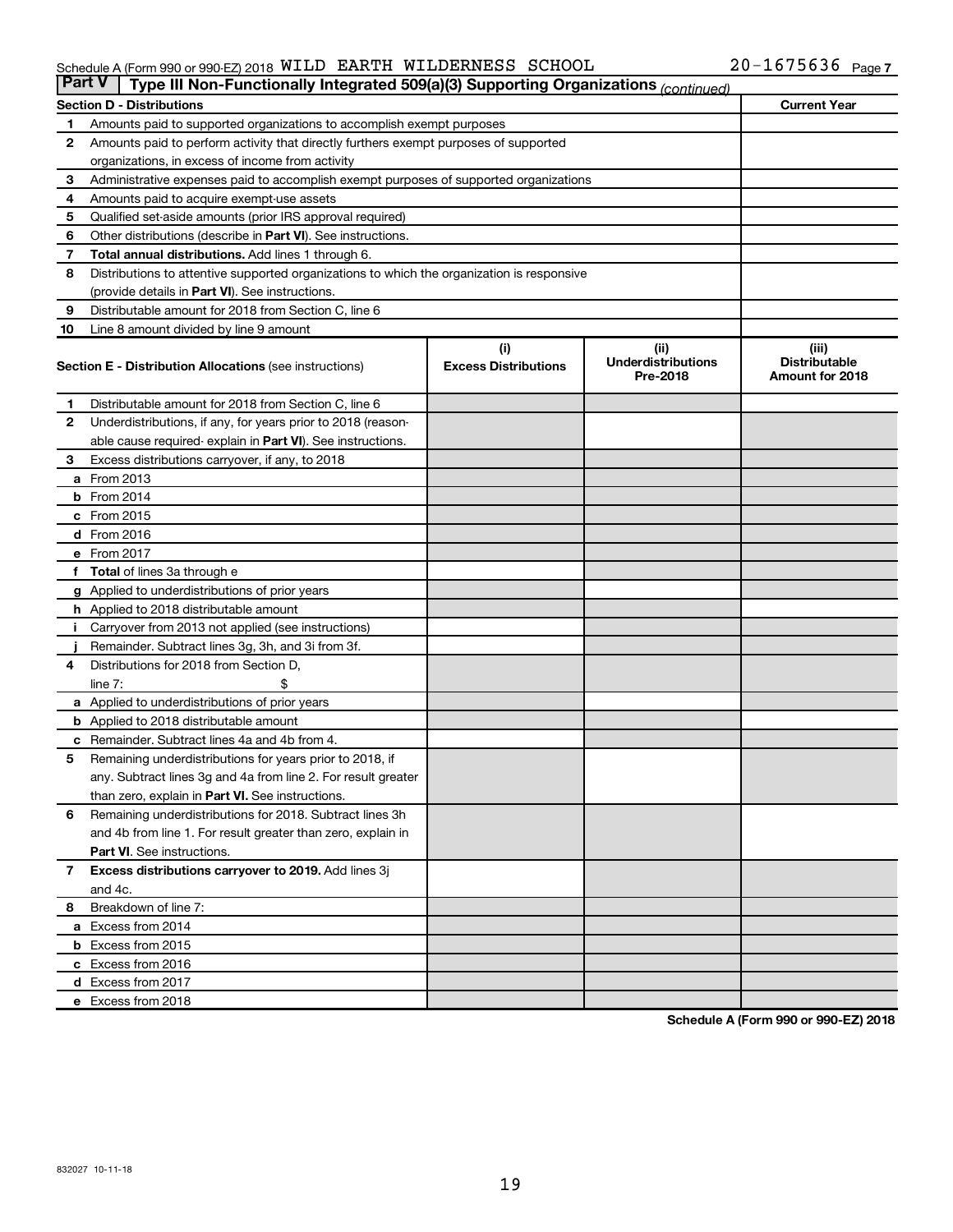Schedule A (Form 990 or 990-EZ) 2018 WILD EARTH WILDERNESS SCHOOL 20-1675636 Page 7

**Part V** | **Type III Non-Functionally Integrated 509(a)(3) Supporting Organizations** *(continued)*

| **Section D - Distributions** | | **Current Year** |
|---|---|---|
| 1 | Amounts paid to supported organizations to accomplish exempt purposes | |
| 2 | Amounts paid to perform activity that directly furthers exempt purposes of supported organizations, in excess of income from activity | |
| 3 | Administrative expenses paid to accomplish exempt purposes of supported organizations | |
| 4 | Amounts paid to acquire exempt-use assets | |
| 5 | Qualified set-aside amounts (prior IRS approval required) | |
| 6 | Other distributions (describe in **Part VI**). See instructions. | |
| 7 | **Total annual distributions.** Add lines 1 through 6. | |
| 8 | Distributions to attentive supported organizations to which the organization is responsive (provide details in **Part VI**). See instructions. | |
| 9 | Distributable amount for 2018 from Section C, line 6 | |
| 10 | Line 8 amount divided by line 9 amount | |

| | **Section E - Distribution Allocations** (see instructions) | (i) **Excess Distributions** | (ii) **Underdistributions Pre-2018** | (iii) **Distributable Amount for 2018** |
|---|---|---|---|---|
| 1 | Distributable amount for 2018 from Section C, line 6 | | | |
| 2 | Underdistributions, if any, for years prior to 2018 (reasonable cause required- explain in **Part VI**). See instructions. | | | |
| 3 | Excess distributions carryover, if any, to 2018 | | | |
| a | From 2013 | | | |
| b | From 2014 | | | |
| c | From 2015 | | | |
| d | From 2016 | | | |
| e | From 2017 | | | |
| f | **Total** of lines 3a through e | | | |
| g | Applied to underdistributions of prior years | | | |
| h | Applied to 2018 distributable amount | | | |
| i | Carryover from 2013 not applied (see instructions) | | | |
| j | Remainder. Subtract lines 3g, 3h, and 3i from 3f. | | | |
| 4 | Distributions for 2018 from Section D, line 7: $ | | | |
| a | Applied to underdistributions of prior years | | | |
| b | Applied to 2018 distributable amount | | | |
| c | Remainder. Subtract lines 4a and 4b from 4. | | | |
| 5 | Remaining underdistributions for years prior to 2018, if any. Subtract lines 3g and 4a from line 2. For result greater than zero, explain in **Part VI.** See instructions. | | | |
| 6 | Remaining underdistributions for 2018. Subtract lines 3h and 4b from line 1. For result greater than zero, explain in **Part VI**. See instructions. | | | |
| 7 | **Excess distributions carryover to 2019.** Add lines 3j and 4c. | | | |
| 8 | Breakdown of line 7: | | | |
| a | Excess from 2014 | | | |
| b | Excess from 2015 | | | |
| c | Excess from 2016 | | | |
| d | Excess from 2017 | | | |
| e | Excess from 2018 | | | |

**Schedule A (Form 990 or 990-EZ) 2018**

832027 10-11-18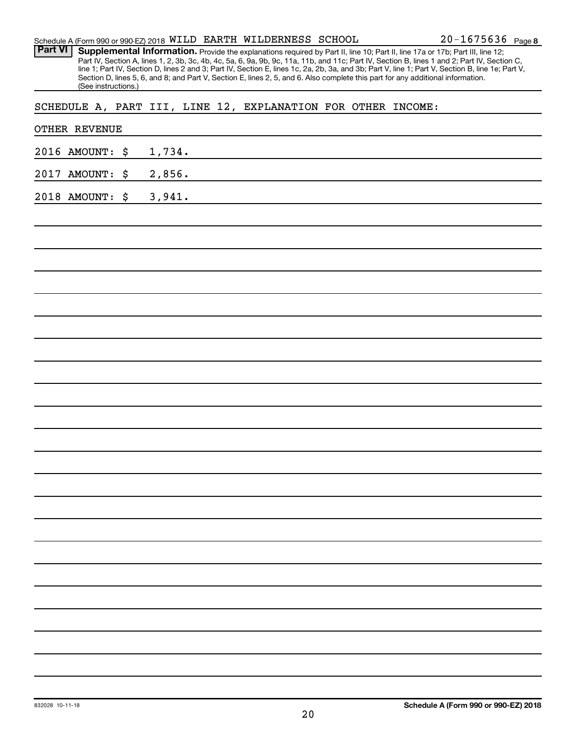Schedule A (Form 990 or 990-EZ) 2018 WILD EARTH WILDERNESS SCHOOL 20-1675636 Page 8

**Part VI** **Supplemental Information.** Provide the explanations required by Part II, line 10; Part II, line 17a or 17b; Part III, line 12; Part IV, Section A, lines 1, 2, 3b, 3c, 4b, 4c, 5a, 6, 9a, 9b, 9c, 11a, 11b, and 11c; Part IV, Section B, lines 1 and 2; Part IV, Section C, line 1; Part IV, Section D, lines 2 and 3; Part IV, Section E, lines 1c, 2a, 2b, 3a, and 3b; Part V, line 1; Part V, Section B, line 1e; Part V, Section D, lines 5, 6, and 8; and Part V, Section E, lines 2, 5, and 6. Also complete this part for any additional information. (See instructions.)

SCHEDULE A, PART III, LINE 12, EXPLANATION FOR OTHER INCOME:

OTHER REVENUE

2016 AMOUNT: $ 1,734.

2017 AMOUNT: $ 2,856.

2018 AMOUNT: $ 3,941.

832028 10-11-18 **Schedule A (Form 990 or 990-EZ) 2018**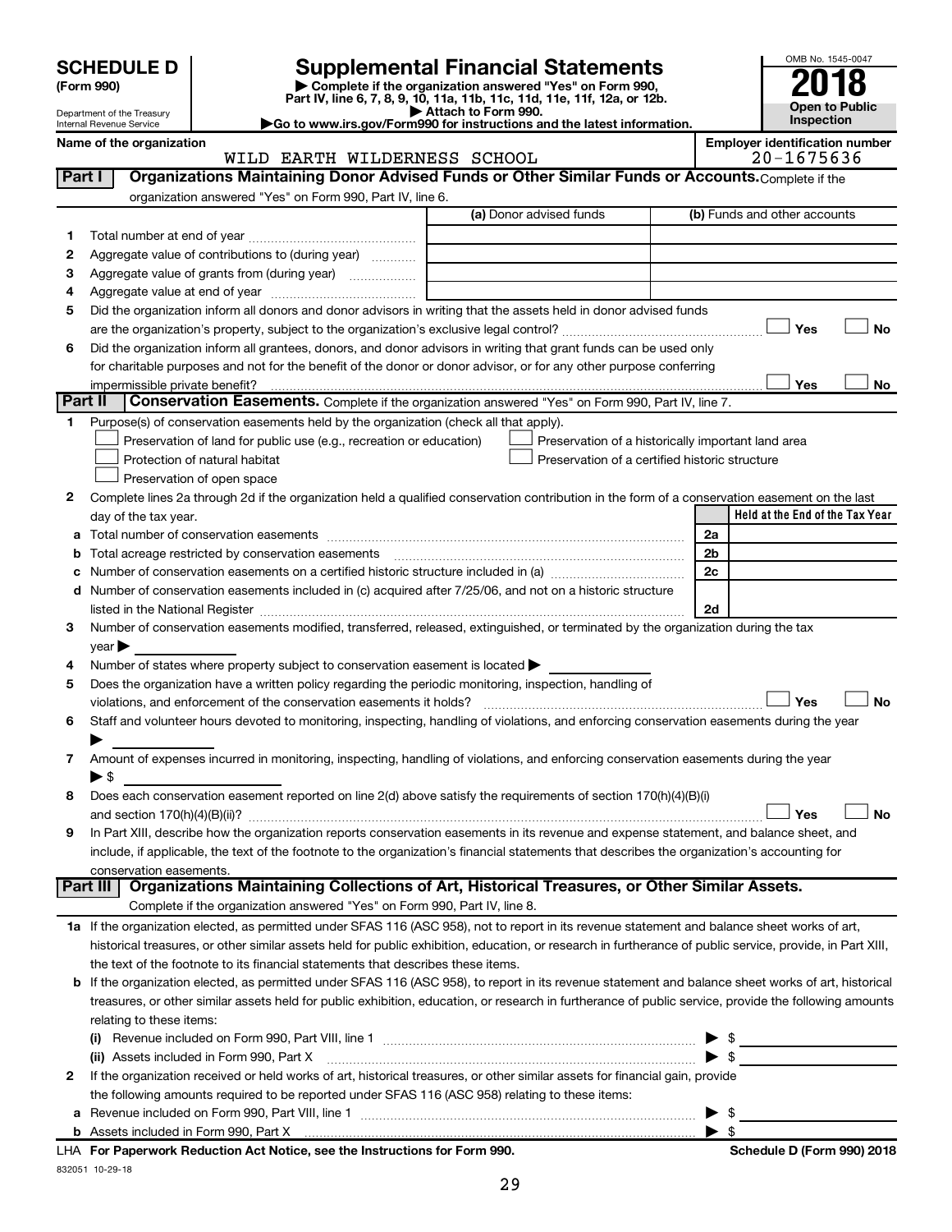**SCHEDULE D (Form 990)**

Department of the Treasury
Internal Revenue Service

# Supplemental Financial Statements

▶ Complete if the organization answered "Yes" on Form 990, Part IV, line 6, 7, 8, 9, 10, 11a, 11b, 11c, 11d, 11e, 11f, 12a, or 12b.
▶ Attach to Form 990.
▶Go to www.irs.gov/Form990 for instructions and the latest information.

OMB No. 1545-0047
**2018**
**Open to Public Inspection**

**Name of the organization**
WILD EARTH WILDERNESS SCHOOL

**Employer identification number**
20-1675636

## Part I Organizations Maintaining Donor Advised Funds or Other Similar Funds or Accounts.
Complete if the organization answered "Yes" on Form 990, Part IV, line 6.

| | | (a) Donor advised funds | (b) Funds and other accounts |
|---|---|---|---|
| 1 | Total number at end of year | | |
| 2 | Aggregate value of contributions to (during year) | | |
| 3 | Aggregate value of grants from (during year) | | |
| 4 | Aggregate value at end of year | | |

5 Did the organization inform all donors and donor advisors in writing that the assets held in donor advised funds are the organization's property, subject to the organization's exclusive legal control? ☐ Yes ☐ No

6 Did the organization inform all grantees, donors, and donor advisors in writing that grant funds can be used only for charitable purposes and not for the benefit of the donor or donor advisor, or for any other purpose conferring impermissible private benefit? ☐ Yes ☐ No

## Part II Conservation Easements.
Complete if the organization answered "Yes" on Form 990, Part IV, line 7.

1 Purpose(s) of conservation easements held by the organization (check all that apply).
- ☐ Preservation of land for public use (e.g., recreation or education)
- ☐ Protection of natural habitat
- ☐ Preservation of open space
- ☐ Preservation of a historically important land area
- ☐ Preservation of a certified historic structure

2 Complete lines 2a through 2d if the organization held a qualified conservation contribution in the form of a conservation easement on the last day of the tax year.

| | | | Held at the End of the Tax Year |
|---|---|---|---|
| a | Total number of conservation easements | 2a | |
| b | Total acreage restricted by conservation easements | 2b | |
| c | Number of conservation easements on a certified historic structure included in (a) | 2c | |
| d | Number of conservation easements included in (c) acquired after 7/25/06, and not on a historic structure listed in the National Register | 2d | |

3 Number of conservation easements modified, transferred, released, extinguished, or terminated by the organization during the tax year ▶

4 Number of states where property subject to conservation easement is located ▶

5 Does the organization have a written policy regarding the periodic monitoring, inspection, handling of violations, and enforcement of the conservation easements it holds? ☐ Yes ☐ No

6 Staff and volunteer hours devoted to monitoring, inspecting, handling of violations, and enforcing conservation easements during the year ▶

7 Amount of expenses incurred in monitoring, inspecting, handling of violations, and enforcing conservation easements during the year ▶ $

8 Does each conservation easement reported on line 2(d) above satisfy the requirements of section 170(h)(4)(B)(i) and section 170(h)(4)(B)(ii)? ☐ Yes ☐ No

9 In Part XIII, describe how the organization reports conservation easements in its revenue and expense statement, and balance sheet, and include, if applicable, the text of the footnote to the organization's financial statements that describes the organization's accounting for conservation easements.

## Part III Organizations Maintaining Collections of Art, Historical Treasures, or Other Similar Assets.
Complete if the organization answered "Yes" on Form 990, Part IV, line 8.

1a If the organization elected, as permitted under SFAS 116 (ASC 958), not to report in its revenue statement and balance sheet works of art, historical treasures, or other similar assets held for public exhibition, education, or research in furtherance of public service, provide, in Part XIII, the text of the footnote to its financial statements that describes these items.

b If the organization elected, as permitted under SFAS 116 (ASC 958), to report in its revenue statement and balance sheet works of art, historical treasures, or other similar assets held for public exhibition, education, or research in furtherance of public service, provide the following amounts relating to these items:

(i) Revenue included on Form 990, Part VIII, line 1 ▶ $

(ii) Assets included in Form 990, Part X ▶ $

2 If the organization received or held works of art, historical treasures, or other similar assets for financial gain, provide the following amounts required to be reported under SFAS 116 (ASC 958) relating to these items:

a Revenue included on Form 990, Part VIII, line 1 ▶ $

b Assets included in Form 990, Part X ▶ $

LHA **For Paperwork Reduction Act Notice, see the Instructions for Form 990.** **Schedule D (Form 990) 2018**

832051 10-29-18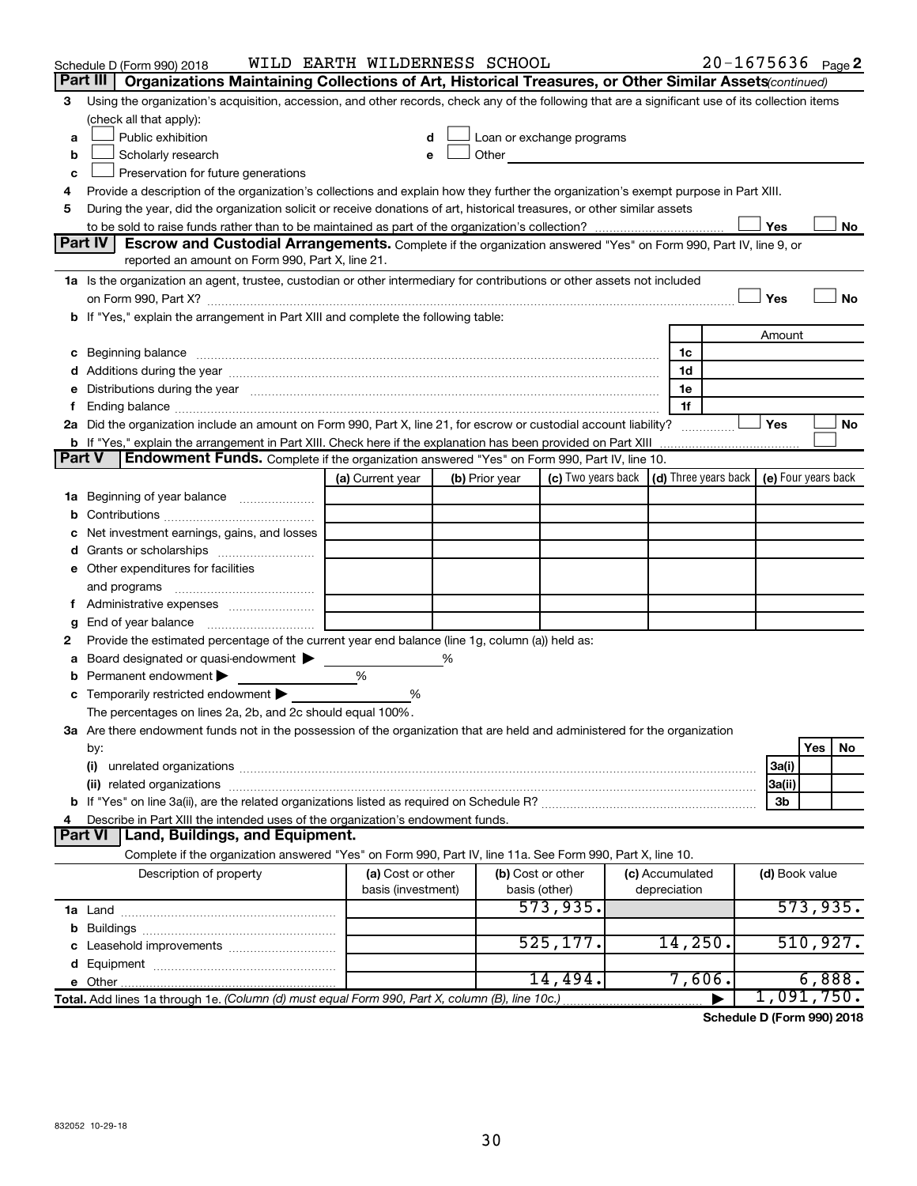Schedule D (Form 990) 2018 WILD EARTH WILDERNESS SCHOOL 20-1675636 Page 2

**Part III | Organizations Maintaining Collections of Art, Historical Treasures, or Other Similar Assets** *(continued)*

3 Using the organization's acquisition, accession, and other records, check any of the following that are a significant use of its collection items (check all that apply):

a ☐ Public exhibition
b ☐ Scholarly research
c ☐ Preservation for future generations
d ☐ Loan or exchange programs
e ☐ Other

4 Provide a description of the organization's collections and explain how they further the organization's exempt purpose in Part XIII.

5 During the year, did the organization solicit or receive donations of art, historical treasures, or other similar assets to be sold to raise funds rather than to be maintained as part of the organization's collection? ☐ Yes ☐ No

**Part IV | Escrow and Custodial Arrangements.** Complete if the organization answered "Yes" on Form 990, Part IV, line 9, or reported an amount on Form 990, Part X, line 21.

1a Is the organization an agent, trustee, custodian or other intermediary for contributions or other assets not included on Form 990, Part X? ☐ Yes ☐ No

b If "Yes," explain the arrangement in Part XIII and complete the following table:

| | | Amount |
|---|---|---|
| c Beginning balance | 1c | |
| d Additions during the year | 1d | |
| e Distributions during the year | 1e | |
| f Ending balance | 1f | |

2a Did the organization include an amount on Form 990, Part X, line 21, for escrow or custodial account liability? ☐ Yes ☐ No

b If "Yes," explain the arrangement in Part XIII. Check here if the explanation has been provided on Part XIII ☐

**Part V | Endowment Funds.** Complete if the organization answered "Yes" on Form 990, Part IV, line 10.

| | (a) Current year | (b) Prior year | (c) Two years back | (d) Three years back | (e) Four years back |
|---|---|---|---|---|---|
| 1a Beginning of year balance | | | | | |
| b Contributions | | | | | |
| c Net investment earnings, gains, and losses | | | | | |
| d Grants or scholarships | | | | | |
| e Other expenditures for facilities and programs | | | | | |
| f Administrative expenses | | | | | |
| g End of year balance | | | | | |

2 Provide the estimated percentage of the current year end balance (line 1g, column (a)) held as:

a Board designated or quasi-endowment ▶ ____ %
b Permanent endowment ▶ ____ %
c Temporarily restricted endowment ▶ ____ %

The percentages on lines 2a, 2b, and 2c should equal 100%.

3a Are there endowment funds not in the possession of the organization that are held and administered for the organization by:

| | | Yes | No |
|---|---|---|---|
| (i) unrelated organizations | 3a(i) | | |
| (ii) related organizations | 3a(ii) | | |
| b If "Yes" on line 3a(ii), are the related organizations listed as required on Schedule R? | 3b | | |

4 Describe in Part XIII the intended uses of the organization's endowment funds.

**Part VI | Land, Buildings, and Equipment.**

Complete if the organization answered "Yes" on Form 990, Part IV, line 11a. See Form 990, Part X, line 10.

| Description of property | (a) Cost or other basis (investment) | (b) Cost or other basis (other) | (c) Accumulated depreciation | (d) Book value |
|---|---|---|---|---|
| 1a Land | | 573,935. | | 573,935. |
| b Buildings | | | | |
| c Leasehold improvements | | 525,177. | 14,250. | 510,927. |
| d Equipment | | | | |
| e Other | | 14,494. | 7,606. | 6,888. |
| Total. Add lines 1a through 1e. *(Column (d) must equal Form 990, Part X, column (B), line 10c.)* ▶ | | | | 1,091,750. |

Schedule D (Form 990) 2018

832052 10-29-18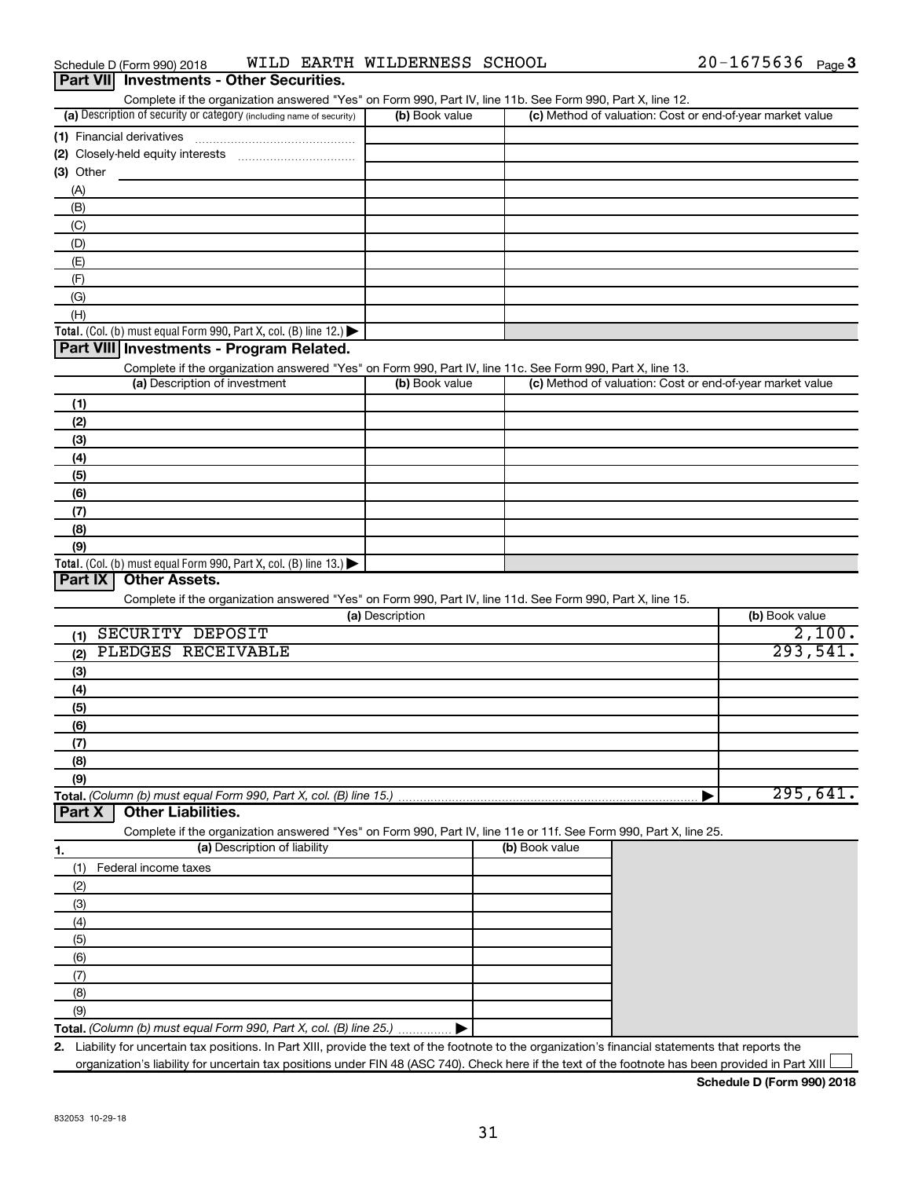Schedule D (Form 990) 2018 WILD EARTH WILDERNESS SCHOOL 20-1675636 Page 3

## Part VII Investments - Other Securities.

Complete if the organization answered "Yes" on Form 990, Part IV, line 11b. See Form 990, Part X, line 12.

| (a) Description of security or category (including name of security) | (b) Book value | (c) Method of valuation: Cost or end-of-year market value |
|---|---|---|
| (1) Financial derivatives | | |
| (2) Closely-held equity interests | | |
| (3) Other | | |
| (A) | | |
| (B) | | |
| (C) | | |
| (D) | | |
| (E) | | |
| (F) | | |
| (G) | | |
| (H) | | |
| Total. (Col. (b) must equal Form 990, Part X, col. (B) line 12.) | | |

## Part VIII Investments - Program Related.

Complete if the organization answered "Yes" on Form 990, Part IV, line 11c. See Form 990, Part X, line 13.

| (a) Description of investment | (b) Book value | (c) Method of valuation: Cost or end-of-year market value |
|---|---|---|
| (1) | | |
| (2) | | |
| (3) | | |
| (4) | | |
| (5) | | |
| (6) | | |
| (7) | | |
| (8) | | |
| (9) | | |
| Total. (Col. (b) must equal Form 990, Part X, col. (B) line 13.) | | |

## Part IX Other Assets.

Complete if the organization answered "Yes" on Form 990, Part IV, line 11d. See Form 990, Part X, line 15.

| (a) Description | (b) Book value |
|---|---|
| (1) SECURITY DEPOSIT | 2,100. |
| (2) PLEDGES RECEIVABLE | 293,541. |
| (3) | |
| (4) | |
| (5) | |
| (6) | |
| (7) | |
| (8) | |
| (9) | |
| Total. (Column (b) must equal Form 990, Part X, col. (B) line 15.) | 295,641. |

## Part X Other Liabilities.

Complete if the organization answered "Yes" on Form 990, Part IV, line 11e or 11f. See Form 990, Part X, line 25.

| 1. (a) Description of liability | (b) Book value |
|---|---|
| (1) Federal income taxes | |
| (2) | |
| (3) | |
| (4) | |
| (5) | |
| (6) | |
| (7) | |
| (8) | |
| (9) | |
| Total. (Column (b) must equal Form 990, Part X, col. (B) line 25.) | |

2. Liability for uncertain tax positions. In Part XIII, provide the text of the footnote to the organization's financial statements that reports the organization's liability for uncertain tax positions under FIN 48 (ASC 740). Check here if the text of the footnote has been provided in Part XIII ☐

Schedule D (Form 990) 2018

832053 10-29-18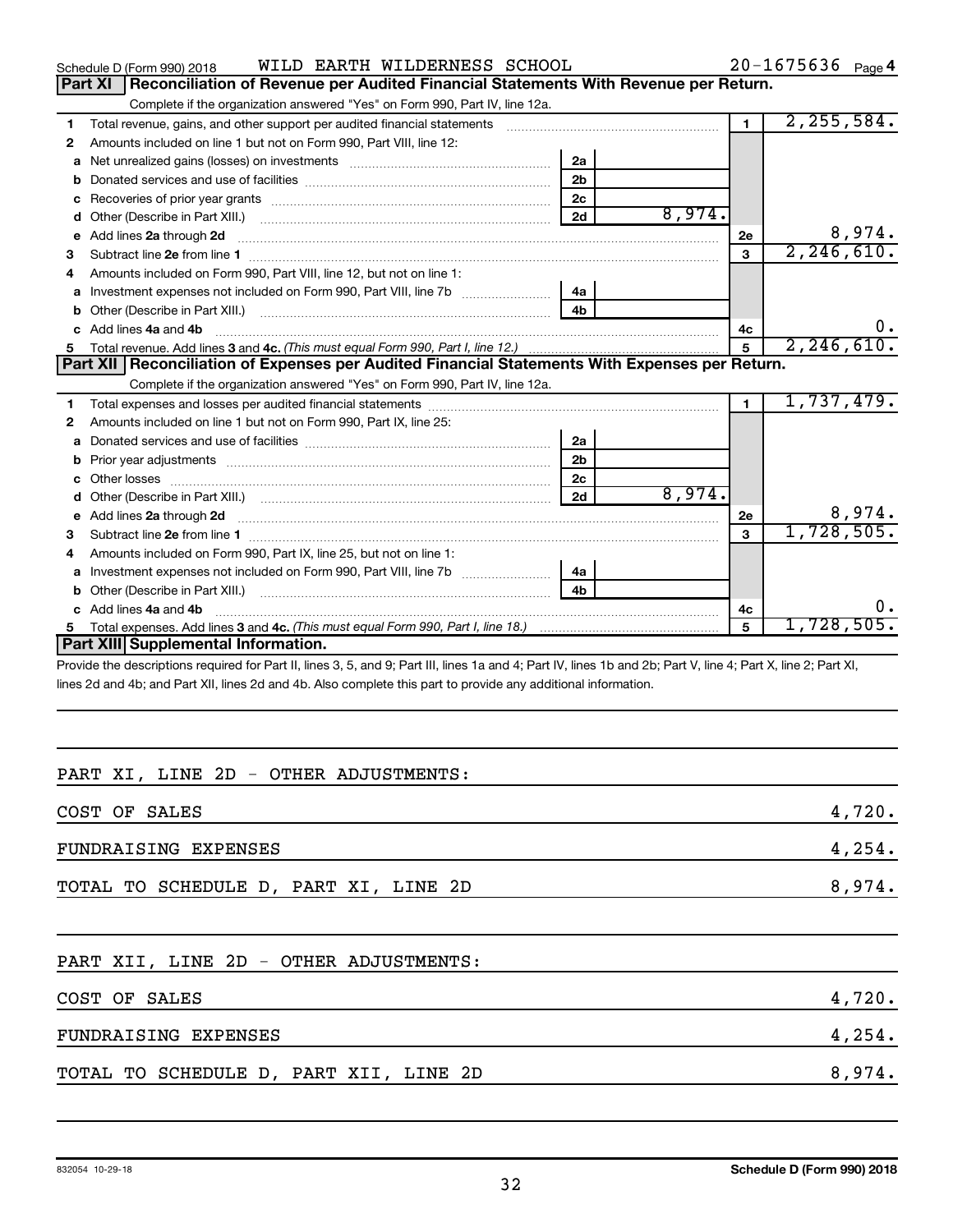Schedule D (Form 990) 2018 WILD EARTH WILDERNESS SCHOOL 20-1675636 Page 4

## Part XI Reconciliation of Revenue per Audited Financial Statements With Revenue per Return.

Complete if the organization answered "Yes" on Form 990, Part IV, line 12a.

| | | | | | |
|---|---|---|---|---|---|
| 1 | Total revenue, gains, and other support per audited financial statements | | | 1 | 2,255,584. |
| 2 | Amounts included on line 1 but not on Form 990, Part VIII, line 12: | | | | |
| a | Net unrealized gains (losses) on investments | 2a | | | |
| b | Donated services and use of facilities | 2b | | | |
| c | Recoveries of prior year grants | 2c | | | |
| d | Other (Describe in Part XIII.) | 2d | 8,974. | | |
| e | Add lines 2a through 2d | | | 2e | 8,974. |
| 3 | Subtract line 2e from line 1 | | | 3 | 2,246,610. |
| 4 | Amounts included on Form 990, Part VIII, line 12, but not on line 1: | | | | |
| a | Investment expenses not included on Form 990, Part VIII, line 7b | 4a | | | |
| b | Other (Describe in Part XIII.) | 4b | | | |
| c | Add lines 4a and 4b | | | 4c | 0. |
| 5 | Total revenue. Add lines 3 and 4c. *(This must equal Form 990, Part I, line 12.)* | | | 5 | 2,246,610. |

## Part XII Reconciliation of Expenses per Audited Financial Statements With Expenses per Return.

Complete if the organization answered "Yes" on Form 990, Part IV, line 12a.

| | | | | | |
|---|---|---|---|---|---|
| 1 | Total expenses and losses per audited financial statements | | | 1 | 1,737,479. |
| 2 | Amounts included on line 1 but not on Form 990, Part IX, line 25: | | | | |
| a | Donated services and use of facilities | 2a | | | |
| b | Prior year adjustments | 2b | | | |
| c | Other losses | 2c | | | |
| d | Other (Describe in Part XIII.) | 2d | 8,974. | | |
| e | Add lines 2a through 2d | | | 2e | 8,974. |
| 3 | Subtract line 2e from line 1 | | | 3 | 1,728,505. |
| 4 | Amounts included on Form 990, Part IX, line 25, but not on line 1: | | | | |
| a | Investment expenses not included on Form 990, Part VIII, line 7b | 4a | | | |
| b | Other (Describe in Part XIII.) | 4b | | | |
| c | Add lines 4a and 4b | | | 4c | 0. |
| 5 | Total expenses. Add lines 3 and 4c. *(This must equal Form 990, Part I, line 18.)* | | | 5 | 1,728,505. |

## Part XIII Supplemental Information.

Provide the descriptions required for Part II, lines 3, 5, and 9; Part III, lines 1a and 4; Part IV, lines 1b and 2b; Part V, line 4; Part X, line 2; Part XI, lines 2d and 4b; and Part XII, lines 2d and 4b. Also complete this part to provide any additional information.

PART XI, LINE 2D - OTHER ADJUSTMENTS:

| | |
|---|---|
| COST OF SALES | 4,720. |
| FUNDRAISING EXPENSES | 4,254. |
| TOTAL TO SCHEDULE D, PART XI, LINE 2D | 8,974. |

PART XII, LINE 2D - OTHER ADJUSTMENTS:

| | |
|---|---|
| COST OF SALES | 4,720. |
| FUNDRAISING EXPENSES | 4,254. |
| TOTAL TO SCHEDULE D, PART XII, LINE 2D | 8,974. |

832054 10-29-18 Schedule D (Form 990) 2018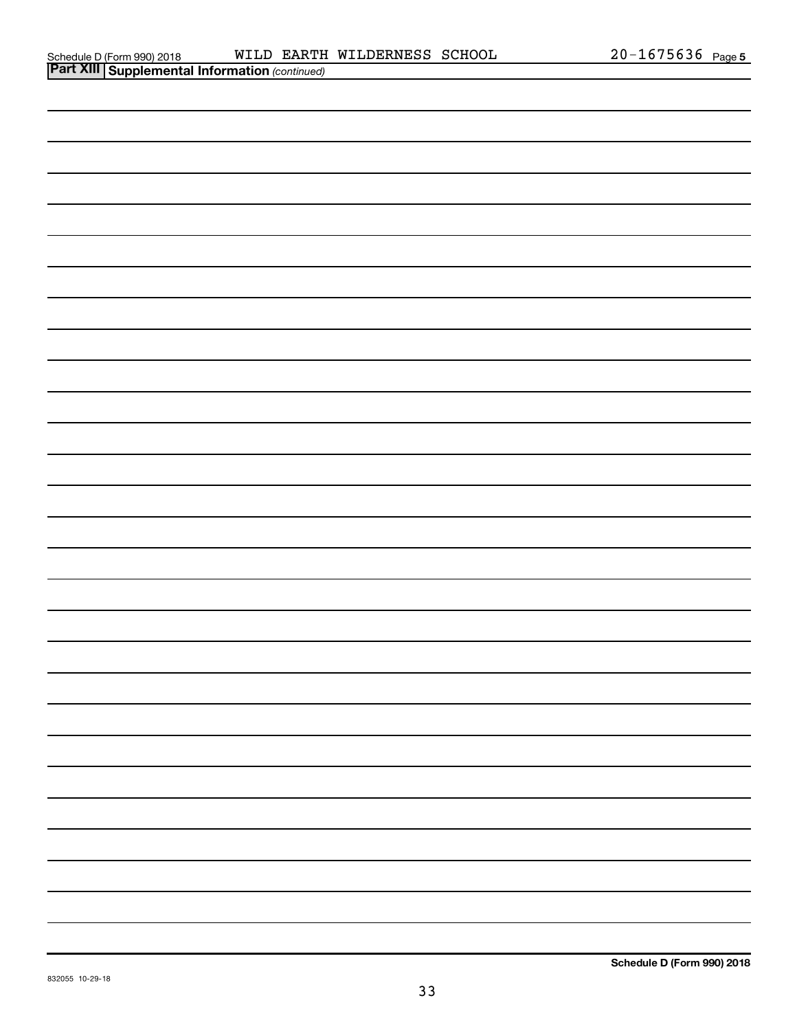## Part XIII Supplemental Information *(continued)*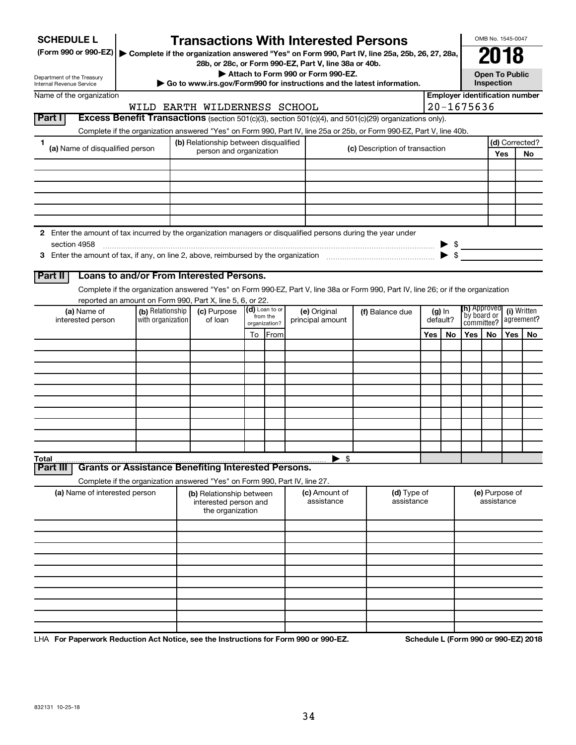**SCHEDULE L**
**(Form 990 or 990-EZ)**

Department of the Treasury
Internal Revenue Service

# Transactions With Interested Persons

▶ **Complete if the organization answered "Yes" on Form 990, Part IV, line 25a, 25b, 26, 27, 28a, 28b, or 28c, or Form 990-EZ, Part V, line 38a or 40b.**
▶ **Attach to Form 990 or Form 990-EZ.**
▶ **Go to www.irs.gov/Form990 for instructions and the latest information.**

OMB No. 1545-0047

**2018**

**Open To Public Inspection**

Name of the organization: WILD EARTH WILDERNESS SCHOOL

**Employer identification number**: 20-1675636

## Part I — Excess Benefit Transactions (section 501(c)(3), section 501(c)(4), and 501(c)(29) organizations only).

Complete if the organization answered "Yes" on Form 990, Part IV, line 25a or 25b, or Form 990-EZ, Part V, line 40b.

| 1 (a) Name of disqualified person | (b) Relationship between disqualified person and organization | (c) Description of transaction | (d) Corrected? Yes | No |
|---|---|---|---|---|
| | | | | |
| | | | | |
| | | | | |
| | | | | |
| | | | | |
| | | | | |

**2** Enter the amount of tax incurred by the organization managers or disqualified persons during the year under section 4958 ▶ $

**3** Enter the amount of tax, if any, on line 2, above, reimbursed by the organization ▶ $

## Part II — Loans to and/or From Interested Persons.

Complete if the organization answered "Yes" on Form 990-EZ, Part V, line 38a or Form 990, Part IV, line 26; or if the organization reported an amount on Form 990, Part X, line 5, 6, or 22.

| (a) Name of interested person | (b) Relationship with organization | (c) Purpose of loan | (d) Loan to or from the organization? To | From | (e) Original principal amount | (f) Balance due | (g) In default? Yes | No | (h) Approved by board or committee? Yes | No | (i) Written agreement? Yes | No |
|---|---|---|---|---|---|---|---|---|---|---|---|---|
| | | | | | | | | | | | | |
| | | | | | | | | | | | | |
| | | | | | | | | | | | | |
| | | | | | | | | | | | | |
| | | | | | | | | | | | | |
| | | | | | | | | | | | | |
| | | | | | | | | | | | | |
| | | | | | | | | | | | | |
| | | | | | | | | | | | | |
| | | | | | | | | | | | | |
| **Total** | | | | | ▶ $ | | | | | | | |

## Part III — Grants or Assistance Benefiting Interested Persons.

Complete if the organization answered "Yes" on Form 990, Part IV, line 27.

| (a) Name of interested person | (b) Relationship between interested person and the organization | (c) Amount of assistance | (d) Type of assistance | (e) Purpose of assistance |
|---|---|---|---|---|
| | | | | |
| | | | | |
| | | | | |
| | | | | |
| | | | | |
| | | | | |
| | | | | |
| | | | | |
| | | | | |
| | | | | |

LHA **For Paperwork Reduction Act Notice, see the Instructions for Form 990 or 990-EZ.** **Schedule L (Form 990 or 990-EZ) 2018**

832131 10-25-18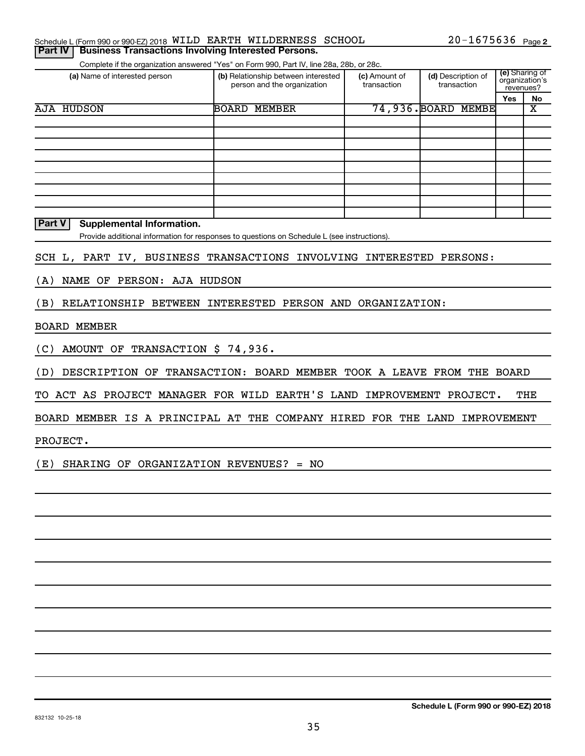Schedule L (Form 990 or 990-EZ) 2018 WILD EARTH WILDERNESS SCHOOL 20-1675636 Page 2

**Part IV | Business Transactions Involving Interested Persons.**

Complete if the organization answered "Yes" on Form 990, Part IV, line 28a, 28b, or 28c.

| (a) Name of interested person | (b) Relationship between interested person and the organization | (c) Amount of transaction | (d) Description of transaction | (e) Sharing of organization's revenues? Yes | No |
|---|---|---|---|---|---|
| AJA HUDSON | BOARD MEMBER | 74,936. | BOARD MEMBE | | X |
| | | | | | |
| | | | | | |
| | | | | | |
| | | | | | |
| | | | | | |
| | | | | | |
| | | | | | |
| | | | | | |
| | | | | | |

**Part V | Supplemental Information.**

Provide additional information for responses to questions on Schedule L (see instructions).

SCH L, PART IV, BUSINESS TRANSACTIONS INVOLVING INTERESTED PERSONS:

(A) NAME OF PERSON: AJA HUDSON

(B) RELATIONSHIP BETWEEN INTERESTED PERSON AND ORGANIZATION:

BOARD MEMBER

(C) AMOUNT OF TRANSACTION $ 74,936.

(D) DESCRIPTION OF TRANSACTION: BOARD MEMBER TOOK A LEAVE FROM THE BOARD TO ACT AS PROJECT MANAGER FOR WILD EARTH'S LAND IMPROVEMENT PROJECT. THE BOARD MEMBER IS A PRINCIPAL AT THE COMPANY HIRED FOR THE LAND IMPROVEMENT PROJECT.

(E) SHARING OF ORGANIZATION REVENUES? = NO

832132 10-25-18

**Schedule L (Form 990 or 990-EZ) 2018**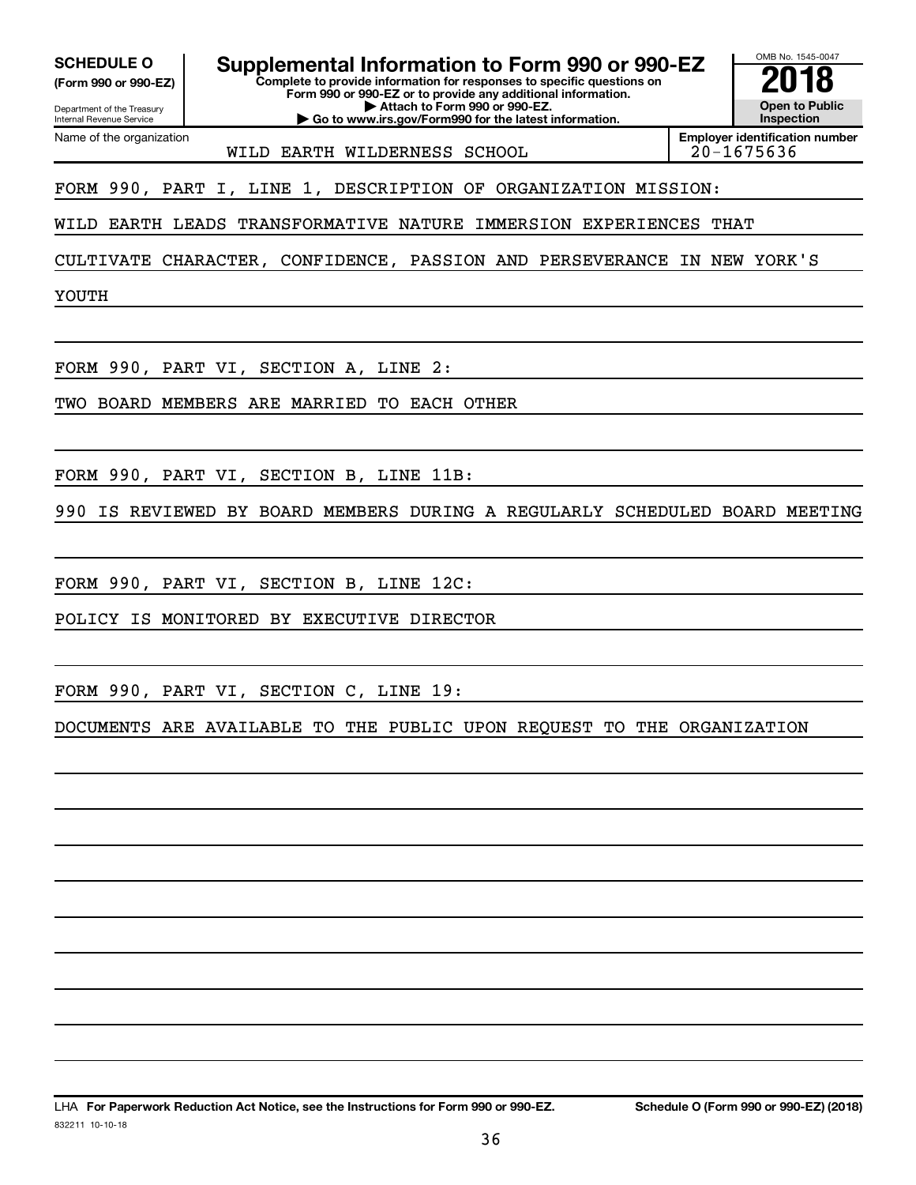**SCHEDULE O**
**(Form 990 or 990-EZ)**

Department of the Treasury
Internal Revenue Service

# Supplemental Information to Form 990 or 990-EZ

**Complete to provide information for responses to specific questions on Form 990 or 990-EZ or to provide any additional information.**
**▶ Attach to Form 990 or 990-EZ.**
**▶ Go to www.irs.gov/Form990 for the latest information.**

OMB No. 1545-0047
**2018**
**Open to Public Inspection**

Name of the organization: WILD EARTH WILDERNESS SCHOOL
**Employer identification number:** 20-1675636

FORM 990, PART I, LINE 1, DESCRIPTION OF ORGANIZATION MISSION:

WILD EARTH LEADS TRANSFORMATIVE NATURE IMMERSION EXPERIENCES THAT CULTIVATE CHARACTER, CONFIDENCE, PASSION AND PERSEVERANCE IN NEW YORK'S YOUTH

FORM 990, PART VI, SECTION A, LINE 2:

TWO BOARD MEMBERS ARE MARRIED TO EACH OTHER

FORM 990, PART VI, SECTION B, LINE 11B:

990 IS REVIEWED BY BOARD MEMBERS DURING A REGULARLY SCHEDULED BOARD MEETING

FORM 990, PART VI, SECTION B, LINE 12C:

POLICY IS MONITORED BY EXECUTIVE DIRECTOR

FORM 990, PART VI, SECTION C, LINE 19:

DOCUMENTS ARE AVAILABLE TO THE PUBLIC UPON REQUEST TO THE ORGANIZATION

LHA **For Paperwork Reduction Act Notice, see the Instructions for Form 990 or 990-EZ.** **Schedule O (Form 990 or 990-EZ) (2018)**
832211 10-10-18